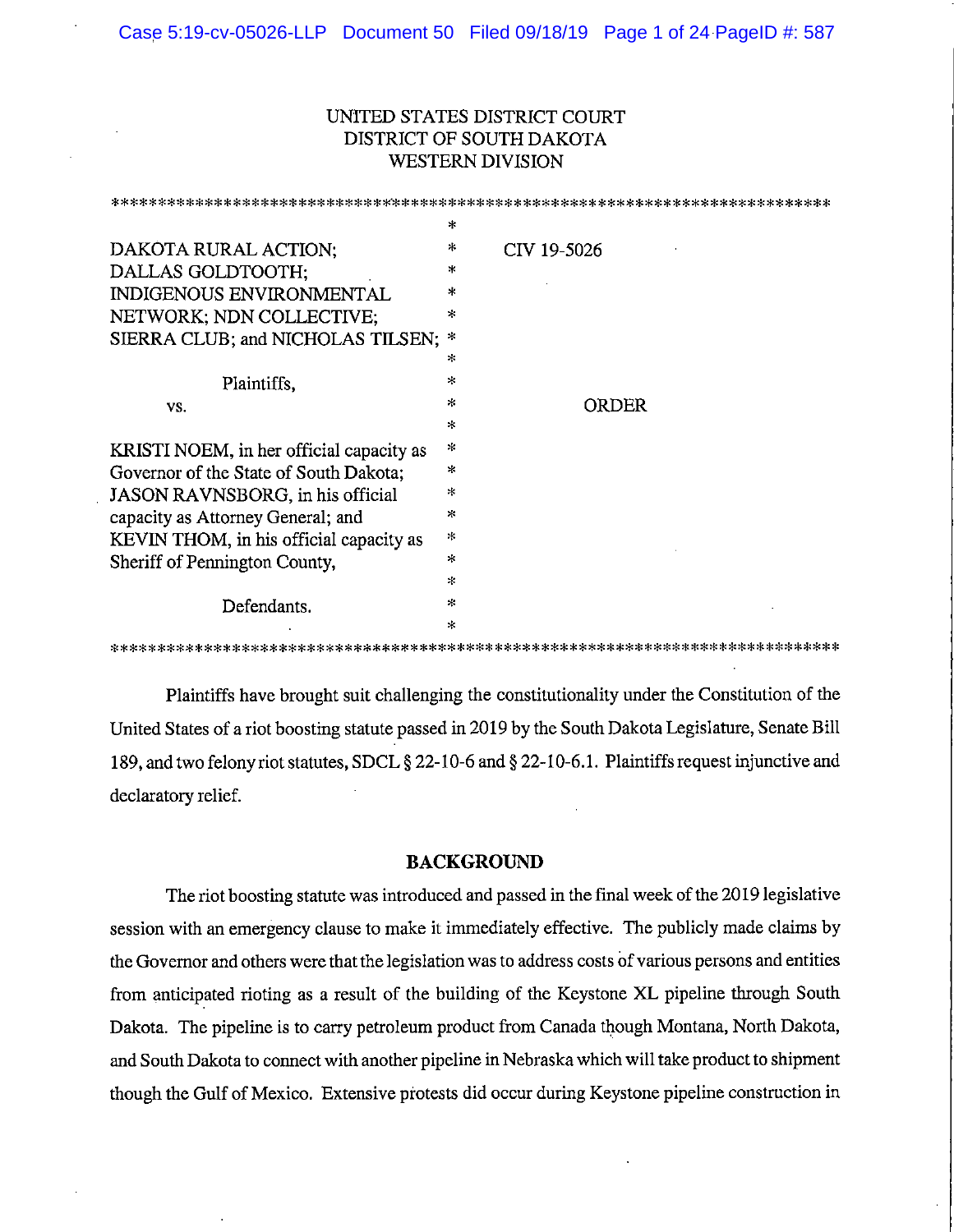UNITED STATES DISTRICT COURT
DISTRICT OF SOUTH DAKOTA
WESTERN DIVISION

| | |
|---|---|
| DAKOTA RURAL ACTION; DALLAS GOLDTOOTH; INDIGENOUS ENVIRONMENTAL NETWORK; NDN COLLECTIVE; SIERRA CLUB; and NICHOLAS TILSEN; | CIV 19-5026 |
| Plaintiffs, | |
| vs. | ORDER |
| KRISTI NOEM, in her official capacity as Governor of the State of South Dakota; JASON RAVNSBORG, in his official capacity as Attorney General; and KEVIN THOM, in his official capacity as Sheriff of Pennington County, | |
| Defendants. | |

Plaintiffs have brought suit challenging the constitutionality under the Constitution of the United States of a riot boosting statute passed in 2019 by the South Dakota Legislature, Senate Bill 189, and two felony riot statutes, SDCL § 22-10-6 and § 22-10-6.1. Plaintiffs request injunctive and declaratory relief.

## BACKGROUND

The riot boosting statute was introduced and passed in the final week of the 2019 legislative session with an emergency clause to make it immediately effective. The publicly made claims by the Governor and others were that the legislation was to address costs of various persons and entities from anticipated rioting as a result of the building of the Keystone XL pipeline through South Dakota. The pipeline is to carry petroleum product from Canada though Montana, North Dakota, and South Dakota to connect with another pipeline in Nebraska which will take product to shipment though the Gulf of Mexico. Extensive protests did occur during Keystone pipeline construction in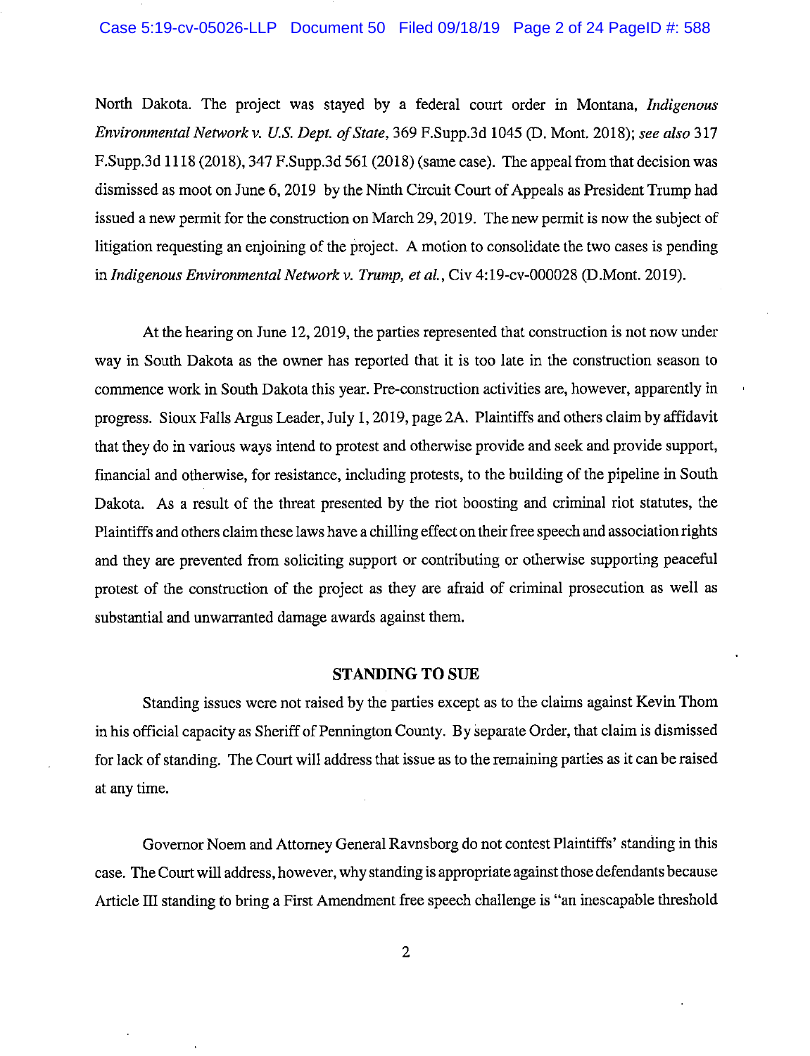North Dakota. The project was stayed by a federal court order in Montana, *Indigenous Environmental Network v. U.S. Dept. of State*, 369 F.Supp.3d 1045 (D. Mont. 2018); *see also* 317 F.Supp.3d 1118 (2018), 347 F.Supp.3d 561 (2018) (same case). The appeal from that decision was dismissed as moot on June 6, 2019 by the Ninth Circuit Court of Appeals as President Trump had issued a new permit for the construction on March 29, 2019. The new permit is now the subject of litigation requesting an enjoining of the project. A motion to consolidate the two cases is pending in *Indigenous Environmental Network v. Trump, et al.*, Civ 4:19-cv-000028 (D.Mont. 2019).

At the hearing on June 12, 2019, the parties represented that construction is not now under way in South Dakota as the owner has reported that it is too late in the construction season to commence work in South Dakota this year. Pre-construction activities are, however, apparently in progress. Sioux Falls Argus Leader, July 1, 2019, page 2A. Plaintiffs and others claim by affidavit that they do in various ways intend to protest and otherwise provide and seek and provide support, financial and otherwise, for resistance, including protests, to the building of the pipeline in South Dakota. As a result of the threat presented by the riot boosting and criminal riot statutes, the Plaintiffs and others claim these laws have a chilling effect on their free speech and association rights and they are prevented from soliciting support or contributing or otherwise supporting peaceful protest of the construction of the project as they are afraid of criminal prosecution as well as substantial and unwarranted damage awards against them.

## STANDING TO SUE

Standing issues were not raised by the parties except as to the claims against Kevin Thom in his official capacity as Sheriff of Pennington County. By separate Order, that claim is dismissed for lack of standing. The Court will address that issue as to the remaining parties as it can be raised at any time.

Governor Noem and Attorney General Ravnsborg do not contest Plaintiffs' standing in this case. The Court will address, however, why standing is appropriate against those defendants because Article III standing to bring a First Amendment free speech challenge is "an inescapable threshold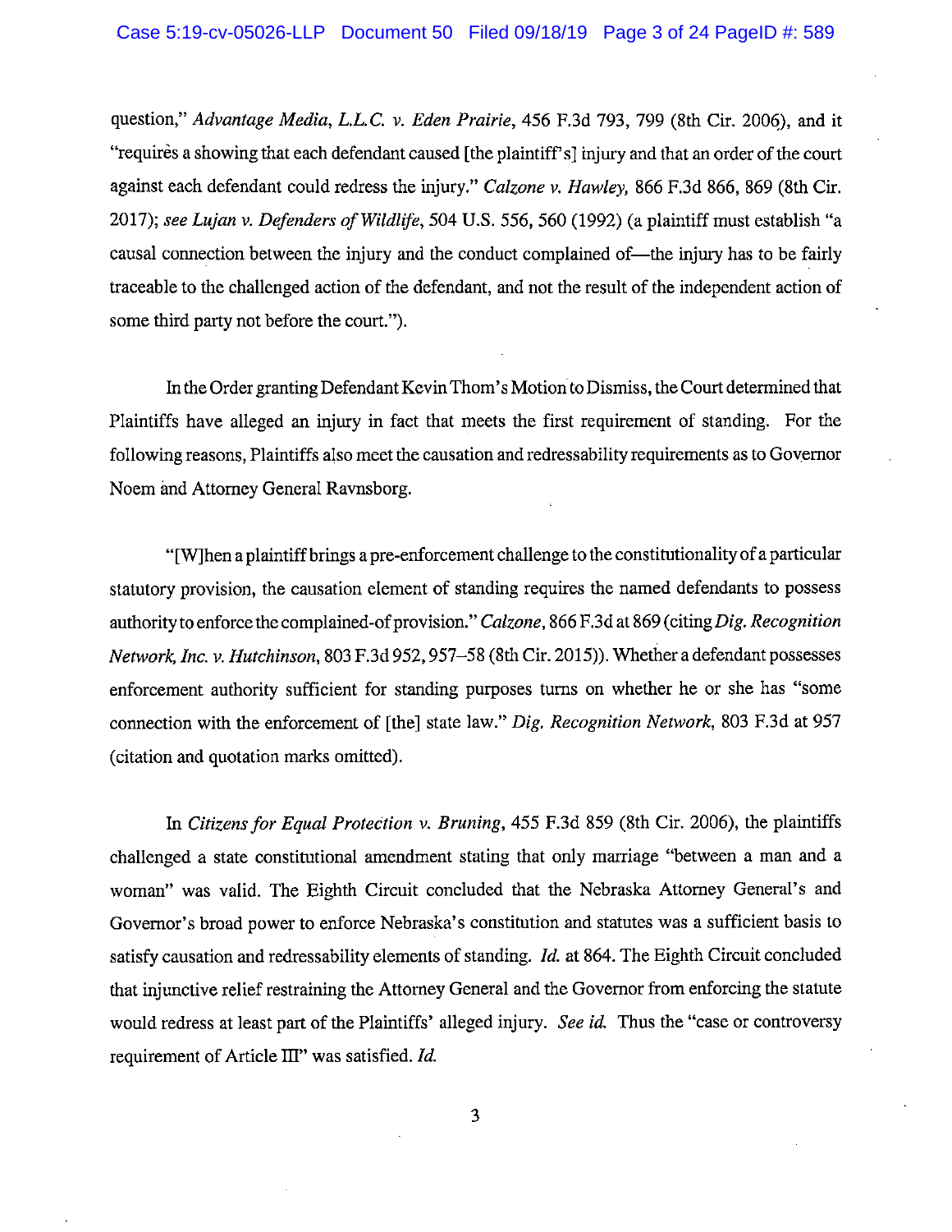question," *Advantage Media, L.L.C. v. Eden Prairie*, 456 F.3d 793, 799 (8th Cir. 2006), and it "requires a showing that each defendant caused [the plaintiff's] injury and that an order of the court against each defendant could redress the injury." *Calzone v. Hawley*, 866 F.3d 866, 869 (8th Cir. 2017); *see Lujan v. Defenders of Wildlife*, 504 U.S. 556, 560 (1992) (a plaintiff must establish "a causal connection between the injury and the conduct complained of—the injury has to be fairly traceable to the challenged action of the defendant, and not the result of the independent action of some third party not before the court.").

In the Order granting Defendant Kevin Thom's Motion to Dismiss, the Court determined that Plaintiffs have alleged an injury in fact that meets the first requirement of standing. For the following reasons, Plaintiffs also meet the causation and redressability requirements as to Governor Noem and Attorney General Ravnsborg.

"[W]hen a plaintiff brings a pre-enforcement challenge to the constitutionality of a particular statutory provision, the causation element of standing requires the named defendants to possess authority to enforce the complained-of provision." *Calzone*, 866 F.3d at 869 (citing *Dig. Recognition Network, Inc. v. Hutchinson*, 803 F.3d 952, 957–58 (8th Cir. 2015)). Whether a defendant possesses enforcement authority sufficient for standing purposes turns on whether he or she has "some connection with the enforcement of [the] state law." *Dig. Recognition Network*, 803 F.3d at 957 (citation and quotation marks omitted).

In *Citizens for Equal Protection v. Bruning*, 455 F.3d 859 (8th Cir. 2006), the plaintiffs challenged a state constitutional amendment stating that only marriage "between a man and a woman" was valid. The Eighth Circuit concluded that the Nebraska Attorney General's and Governor's broad power to enforce Nebraska's constitution and statutes was a sufficient basis to satisfy causation and redressability elements of standing. *Id.* at 864. The Eighth Circuit concluded that injunctive relief restraining the Attorney General and the Governor from enforcing the statute would redress at least part of the Plaintiffs' alleged injury. *See id.* Thus the "case or controversy requirement of Article III" was satisfied. *Id.*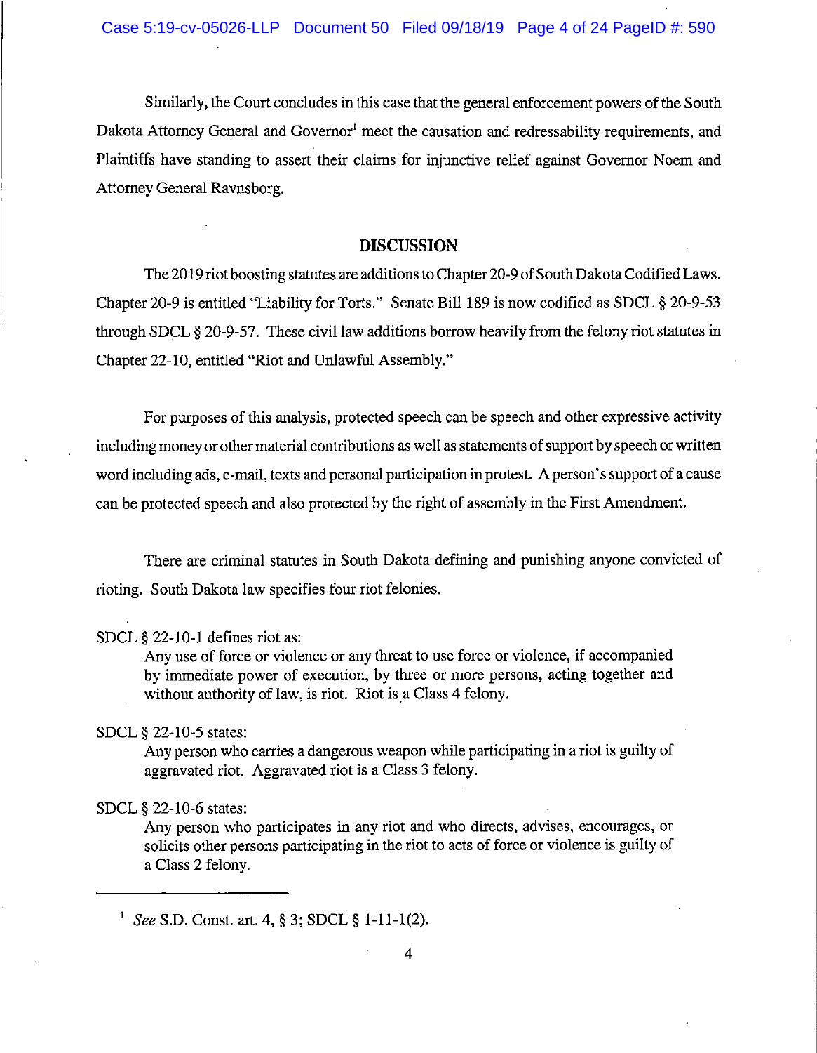Similarly, the Court concludes in this case that the general enforcement powers of the South Dakota Attorney General and Governor[1] meet the causation and redressability requirements, and Plaintiffs have standing to assert their claims for injunctive relief against Governor Noem and Attorney General Ravnsborg.

## DISCUSSION

The 2019 riot boosting statutes are additions to Chapter 20-9 of South Dakota Codified Laws. Chapter 20-9 is entitled "Liability for Torts." Senate Bill 189 is now codified as SDCL § 20-9-53 through SDCL § 20-9-57. These civil law additions borrow heavily from the felony riot statutes in Chapter 22-10, entitled "Riot and Unlawful Assembly."

For purposes of this analysis, protected speech can be speech and other expressive activity including money or other material contributions as well as statements of support by speech or written word including ads, e-mail, texts and personal participation in protest. A person's support of a cause can be protected speech and also protected by the right of assembly in the First Amendment.

There are criminal statutes in South Dakota defining and punishing anyone convicted of rioting. South Dakota law specifies four riot felonies.

SDCL § 22-10-1 defines riot as:

> Any use of force or violence or any threat to use force or violence, if accompanied by immediate power of execution, by three or more persons, acting together and without authority of law, is riot. Riot is a Class 4 felony.

SDCL § 22-10-5 states:

> Any person who carries a dangerous weapon while participating in a riot is guilty of aggravated riot. Aggravated riot is a Class 3 felony.

SDCL § 22-10-6 states:

> Any person who participates in any riot and who directs, advises, encourages, or solicits other persons participating in the riot to acts of force or violence is guilty of a Class 2 felony.

---

[1] *See* S.D. Const. art. 4, § 3; SDCL § 1-11-1(2).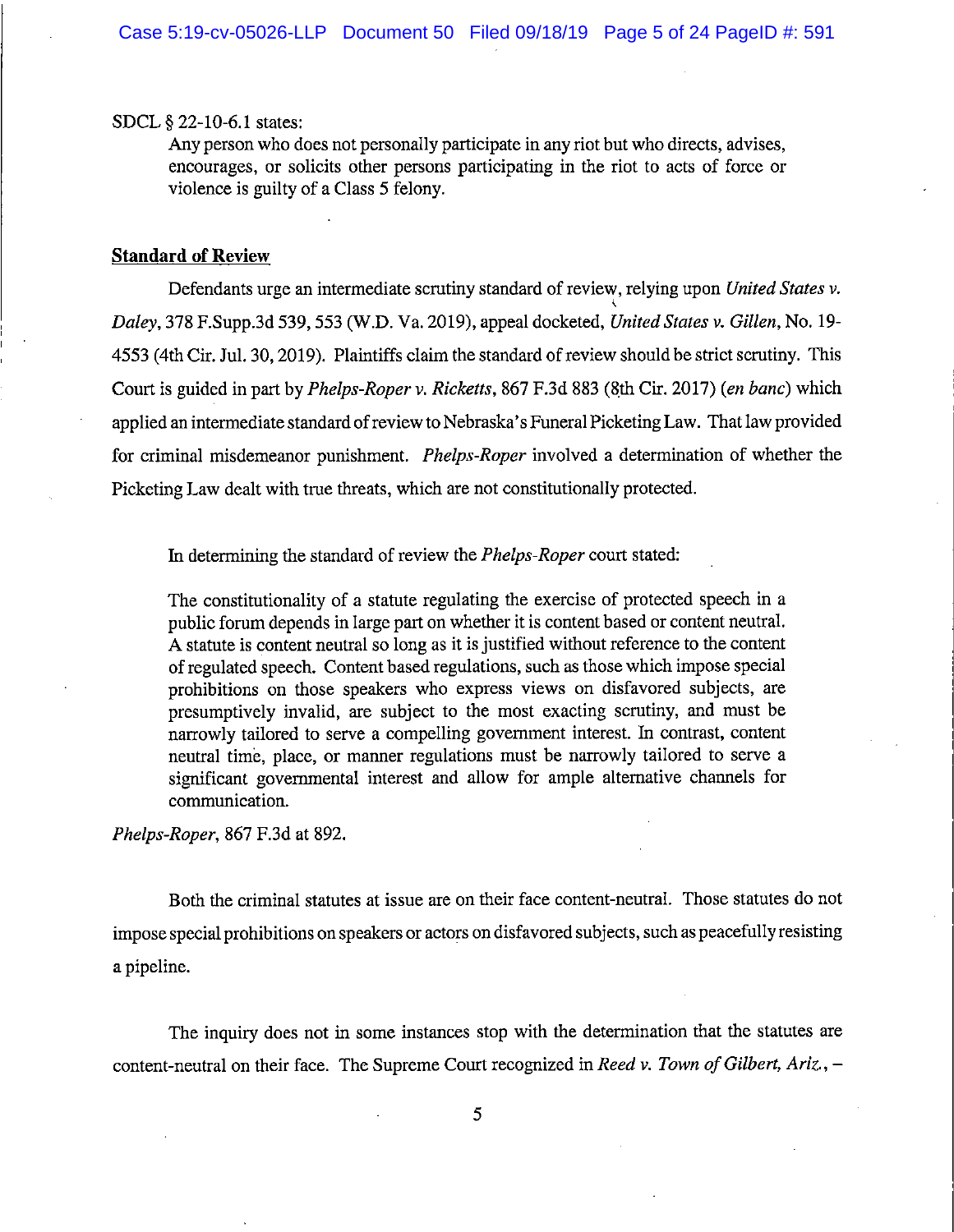SDCL § 22-10-6.1 states:

> Any person who does not personally participate in any riot but who directs, advises, encourages, or solicits other persons participating in the riot to acts of force or violence is guilty of a Class 5 felony.

**Standard of Review**

Defendants urge an intermediate scrutiny standard of review, relying upon *United States v. Daley*, 378 F.Supp.3d 539, 553 (W.D. Va. 2019), appeal docketed, *United States v. Gillen*, No. 19-4553 (4th Cir. Jul. 30, 2019). Plaintiffs claim the standard of review should be strict scrutiny. This Court is guided in part by *Phelps-Roper v. Ricketts*, 867 F.3d 883 (8th Cir. 2017) (*en banc*) which applied an intermediate standard of review to Nebraska's Funeral Picketing Law. That law provided for criminal misdemeanor punishment. *Phelps-Roper* involved a determination of whether the Picketing Law dealt with true threats, which are not constitutionally protected.

In determining the standard of review the *Phelps-Roper* court stated:

> The constitutionality of a statute regulating the exercise of protected speech in a public forum depends in large part on whether it is content based or content neutral. A statute is content neutral so long as it is justified without reference to the content of regulated speech. Content based regulations, such as those which impose special prohibitions on those speakers who express views on disfavored subjects, are presumptively invalid, are subject to the most exacting scrutiny, and must be narrowly tailored to serve a compelling government interest. In contrast, content neutral time, place, or manner regulations must be narrowly tailored to serve a significant governmental interest and allow for ample alternative channels for communication.

*Phelps-Roper*, 867 F.3d at 892.

Both the criminal statutes at issue are on their face content-neutral. Those statutes do not impose special prohibitions on speakers or actors on disfavored subjects, such as peacefully resisting a pipeline.

The inquiry does not in some instances stop with the determination that the statutes are content-neutral on their face. The Supreme Court recognized in *Reed v. Town of Gilbert, Ariz.*, –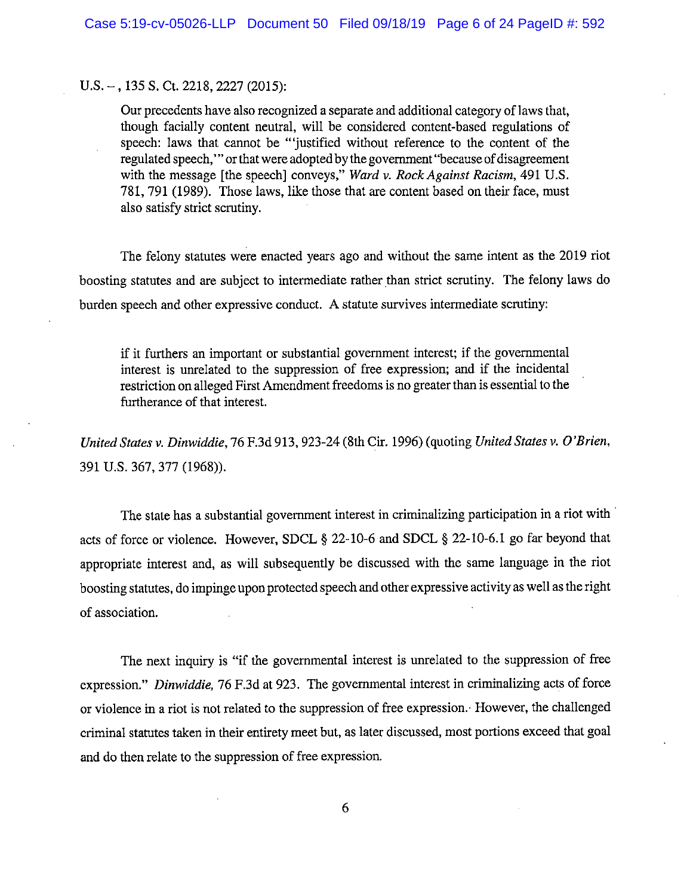U.S. –, 135 S. Ct. 2218, 2227 (2015):

> Our precedents have also recognized a separate and additional category of laws that, though facially content neutral, will be considered content-based regulations of speech: laws that cannot be "'justified without reference to the content of the regulated speech,'" or that were adopted by the government "because of disagreement with the message [the speech] conveys," *Ward v. Rock Against Racism*, 491 U.S. 781, 791 (1989). Those laws, like those that are content based on their face, must also satisfy strict scrutiny.

The felony statutes were enacted years ago and without the same intent as the 2019 riot boosting statutes and are subject to intermediate rather than strict scrutiny. The felony laws do burden speech and other expressive conduct. A statute survives intermediate scrutiny:

> if it furthers an important or substantial government interest; if the governmental interest is unrelated to the suppression of free expression; and if the incidental restriction on alleged First Amendment freedoms is no greater than is essential to the furtherance of that interest.

*United States v. Dinwiddie*, 76 F.3d 913, 923-24 (8th Cir. 1996) (quoting *United States v. O'Brien*, 391 U.S. 367, 377 (1968)).

The state has a substantial government interest in criminalizing participation in a riot with acts of force or violence. However, SDCL § 22-10-6 and SDCL § 22-10-6.1 go far beyond that appropriate interest and, as will subsequently be discussed with the same language in the riot boosting statutes, do impinge upon protected speech and other expressive activity as well as the right of association.

The next inquiry is "if the governmental interest is unrelated to the suppression of free expression." *Dinwiddie,* 76 F.3d at 923. The governmental interest in criminalizing acts of force or violence in a riot is not related to the suppression of free expression. However, the challenged criminal statutes taken in their entirety meet but, as later discussed, most portions exceed that goal and do then relate to the suppression of free expression.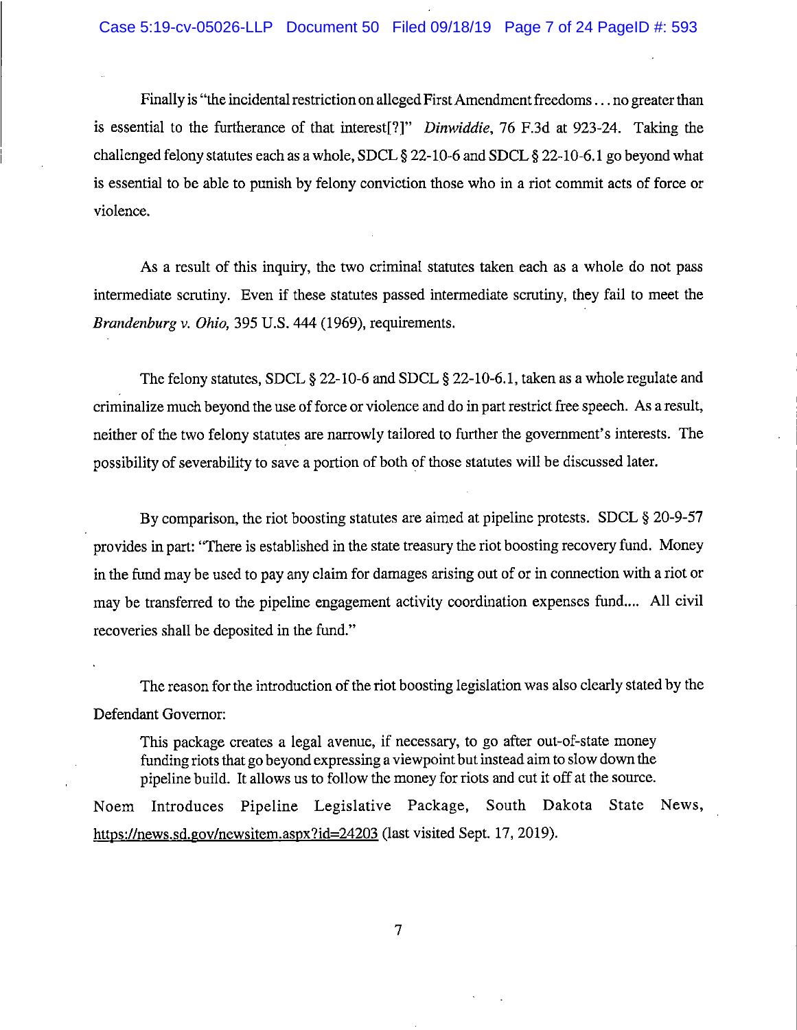Finally is "the incidental restriction on alleged First Amendment freedoms . . . no greater than is essential to the furtherance of that interest[?]" *Dinwiddie*, 76 F.3d at 923-24. Taking the challenged felony statutes each as a whole, SDCL § 22-10-6 and SDCL § 22-10-6.1 go beyond what is essential to be able to punish by felony conviction those who in a riot commit acts of force or violence.

As a result of this inquiry, the two criminal statutes taken each as a whole do not pass intermediate scrutiny. Even if these statutes passed intermediate scrutiny, they fail to meet the *Brandenburg v. Ohio*, 395 U.S. 444 (1969), requirements.

The felony statutes, SDCL § 22-10-6 and SDCL § 22-10-6.1, taken as a whole regulate and criminalize much beyond the use of force or violence and do in part restrict free speech. As a result, neither of the two felony statutes are narrowly tailored to further the government's interests. The possibility of severability to save a portion of both of those statutes will be discussed later.

By comparison, the riot boosting statutes are aimed at pipeline protests. SDCL § 20-9-57 provides in part: "There is established in the state treasury the riot boosting recovery fund. Money in the fund may be used to pay any claim for damages arising out of or in connection with a riot or may be transferred to the pipeline engagement activity coordination expenses fund.... All civil recoveries shall be deposited in the fund."

The reason for the introduction of the riot boosting legislation was also clearly stated by the Defendant Governor:

> This package creates a legal avenue, if necessary, to go after out-of-state money funding riots that go beyond expressing a viewpoint but instead aim to slow down the pipeline build. It allows us to follow the money for riots and cut it off at the source.

Noem Introduces Pipeline Legislative Package, South Dakota State News, https://news.sd.gov/newsitem.aspx?id=24203 (last visited Sept. 17, 2019).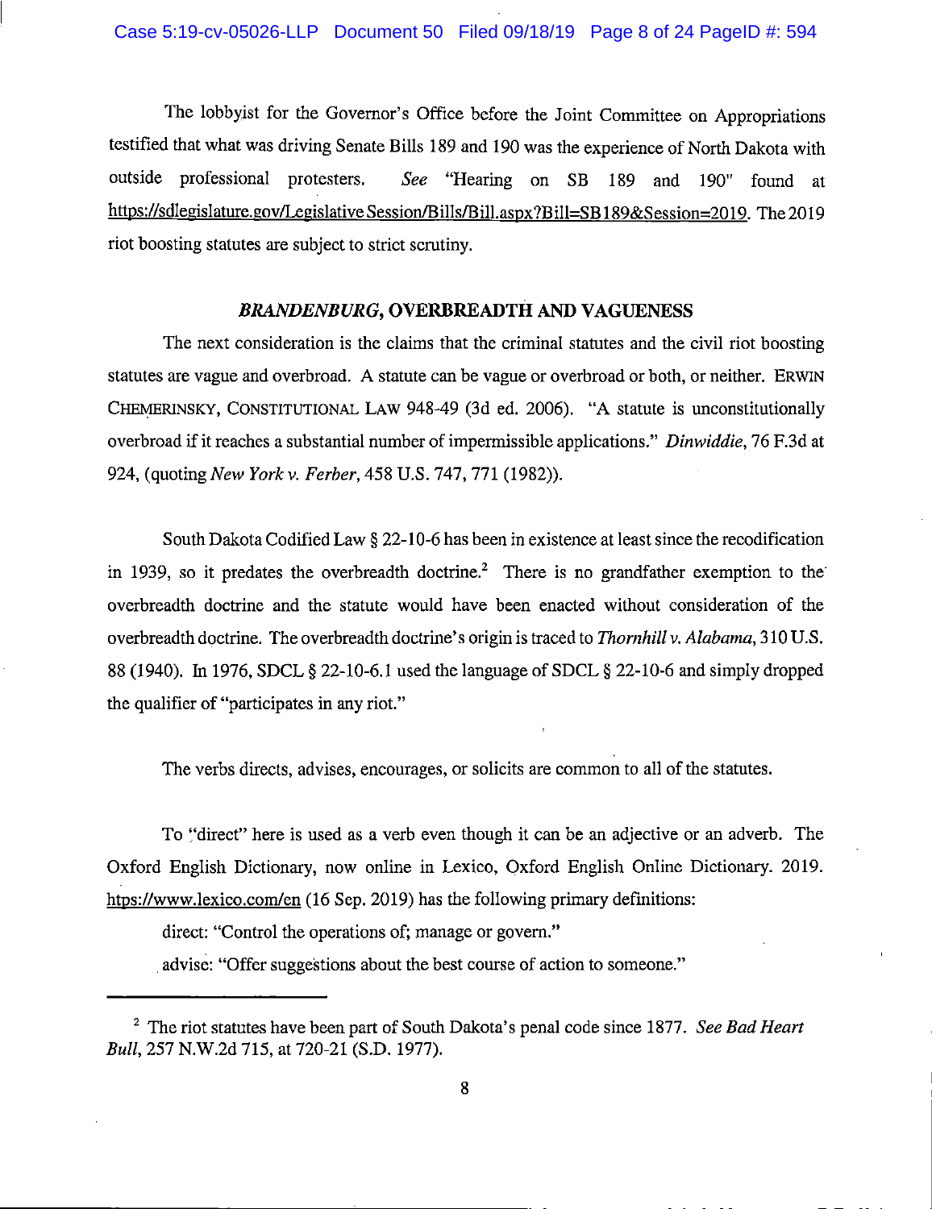The lobbyist for the Governor's Office before the Joint Committee on Appropriations testified that what was driving Senate Bills 189 and 190 was the experience of North Dakota with outside professional protesters. *See* "Hearing on SB 189 and 190" found at https://sdlegislature.gov/Legislative Session/Bills/Bill.aspx?Bill=SB189&Session=2019. The 2019 riot boosting statutes are subject to strict scrutiny.

## *BRANDENBURG*, OVERBREADTH AND VAGUENESS

The next consideration is the claims that the criminal statutes and the civil riot boosting statutes are vague and overbroad. A statute can be vague or overbroad or both, or neither. ERWIN CHEMERINSKY, CONSTITUTIONAL LAW 948-49 (3d ed. 2006). "A statute is unconstitutionally overbroad if it reaches a substantial number of impermissible applications." *Dinwiddie*, 76 F.3d at 924, (quoting *New York v. Ferber*, 458 U.S. 747, 771 (1982)).

South Dakota Codified Law § 22-10-6 has been in existence at least since the recodification in 1939, so it predates the overbreadth doctrine.[2] There is no grandfather exemption to the overbreadth doctrine and the statute would have been enacted without consideration of the overbreadth doctrine. The overbreadth doctrine's origin is traced to *Thornhill v. Alabama*, 310 U.S. 88 (1940). In 1976, SDCL § 22-10-6.1 used the language of SDCL § 22-10-6 and simply dropped the qualifier of "participates in any riot."

The verbs directs, advises, encourages, or solicits are common to all of the statutes.

To "direct" here is used as a verb even though it can be an adjective or an adverb. The Oxford English Dictionary, now online in Lexico, Oxford English Online Dictionary. 2019. htps://www.lexico.com/en (16 Sep. 2019) has the following primary definitions:

direct: "Control the operations of; manage or govern."

advise: "Offer suggestions about the best course of action to someone."

---

[2] The riot statutes have been part of South Dakota's penal code since 1877. *See Bad Heart Bull*, 257 N.W.2d 715, at 720-21 (S.D. 1977).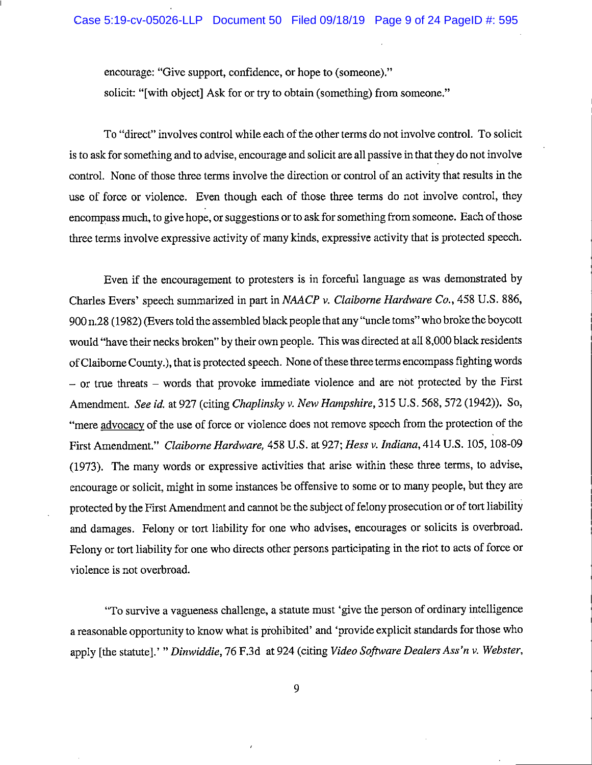encourage: "Give support, confidence, or hope to (someone)."
solicit: "[with object] Ask for or try to obtain (something) from someone."

To "direct" involves control while each of the other terms do not involve control. To solicit is to ask for something and to advise, encourage and solicit are all passive in that they do not involve control. None of those three terms involve the direction or control of an activity that results in the use of force or violence. Even though each of those three terms do not involve control, they encompass much, to give hope, or suggestions or to ask for something from someone. Each of those three terms involve expressive activity of many kinds, expressive activity that is protected speech.

Even if the encouragement to protesters is in forceful language as was demonstrated by Charles Evers' speech summarized in part in *NAACP v. Claiborne Hardware Co.*, 458 U.S. 886, 900 n.28 (1982) (Evers told the assembled black people that any "uncle toms" who broke the boycott would "have their necks broken" by their own people. This was directed at all 8,000 black residents of Claiborne County.), that is protected speech. None of these three terms encompass fighting words – or true threats – words that provoke immediate violence and are not protected by the First Amendment. *See id.* at 927 (citing *Chaplinsky v. New Hampshire*, 315 U.S. 568, 572 (1942)). So, "mere advocacy of the use of force or violence does not remove speech from the protection of the First Amendment." *Claiborne Hardware,* 458 U.S. at 927; *Hess v. Indiana*, 414 U.S. 105, 108-09 (1973). The many words or expressive activities that arise within these three terms, to advise, encourage or solicit, might in some instances be offensive to some or to many people, but they are protected by the First Amendment and cannot be the subject of felony prosecution or of tort liability and damages. Felony or tort liability for one who advises, encourages or solicits is overbroad. Felony or tort liability for one who directs other persons participating in the riot to acts of force or violence is not overbroad.

"To survive a vagueness challenge, a statute must 'give the person of ordinary intelligence a reasonable opportunity to know what is prohibited' and 'provide explicit standards for those who apply [the statute].' " *Dinwiddie*, 76 F.3d at 924 (citing *Video Software Dealers Ass'n v. Webster,*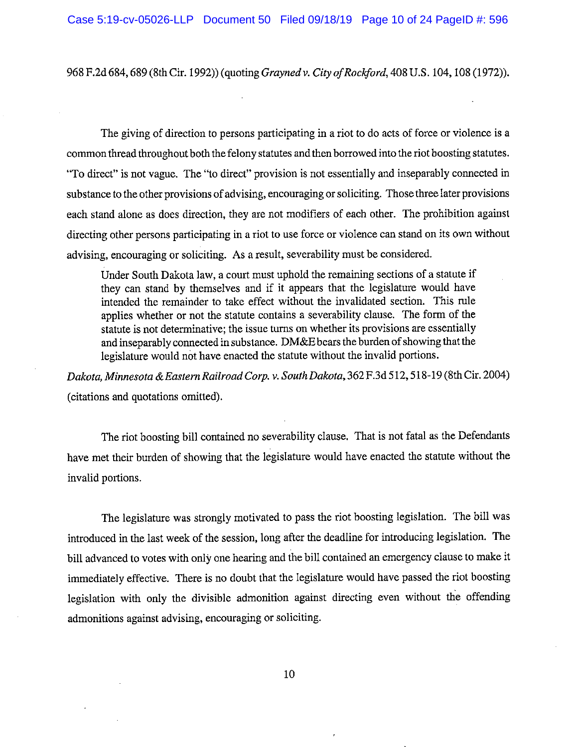968 F.2d 684, 689 (8th Cir. 1992)) (quoting *Grayned v. City of Rockford*, 408 U.S. 104, 108 (1972)).

The giving of direction to persons participating in a riot to do acts of force or violence is a common thread throughout both the felony statutes and then borrowed into the riot boosting statutes. "To direct" is not vague. The "to direct" provision is not essentially and inseparably connected in substance to the other provisions of advising, encouraging or soliciting. Those three later provisions each stand alone as does direction, they are not modifiers of each other. The prohibition against directing other persons participating in a riot to use force or violence can stand on its own without advising, encouraging or soliciting. As a result, severability must be considered.

> Under South Dakota law, a court must uphold the remaining sections of a statute if they can stand by themselves and if it appears that the legislature would have intended the remainder to take effect without the invalidated section. This rule applies whether or not the statute contains a severability clause. The form of the statute is not determinative; the issue turns on whether its provisions are essentially and inseparably connected in substance. DM&E bears the burden of showing that the legislature would not have enacted the statute without the invalid portions.

*Dakota, Minnesota & Eastern Railroad Corp. v. South Dakota*, 362 F.3d 512, 518-19 (8th Cir. 2004) (citations and quotations omitted).

The riot boosting bill contained no severability clause. That is not fatal as the Defendants have met their burden of showing that the legislature would have enacted the statute without the invalid portions.

The legislature was strongly motivated to pass the riot boosting legislation. The bill was introduced in the last week of the session, long after the deadline for introducing legislation. The bill advanced to votes with only one hearing and the bill contained an emergency clause to make it immediately effective. There is no doubt that the legislature would have passed the riot boosting legislation with only the divisible admonition against directing even without the offending admonitions against advising, encouraging or soliciting.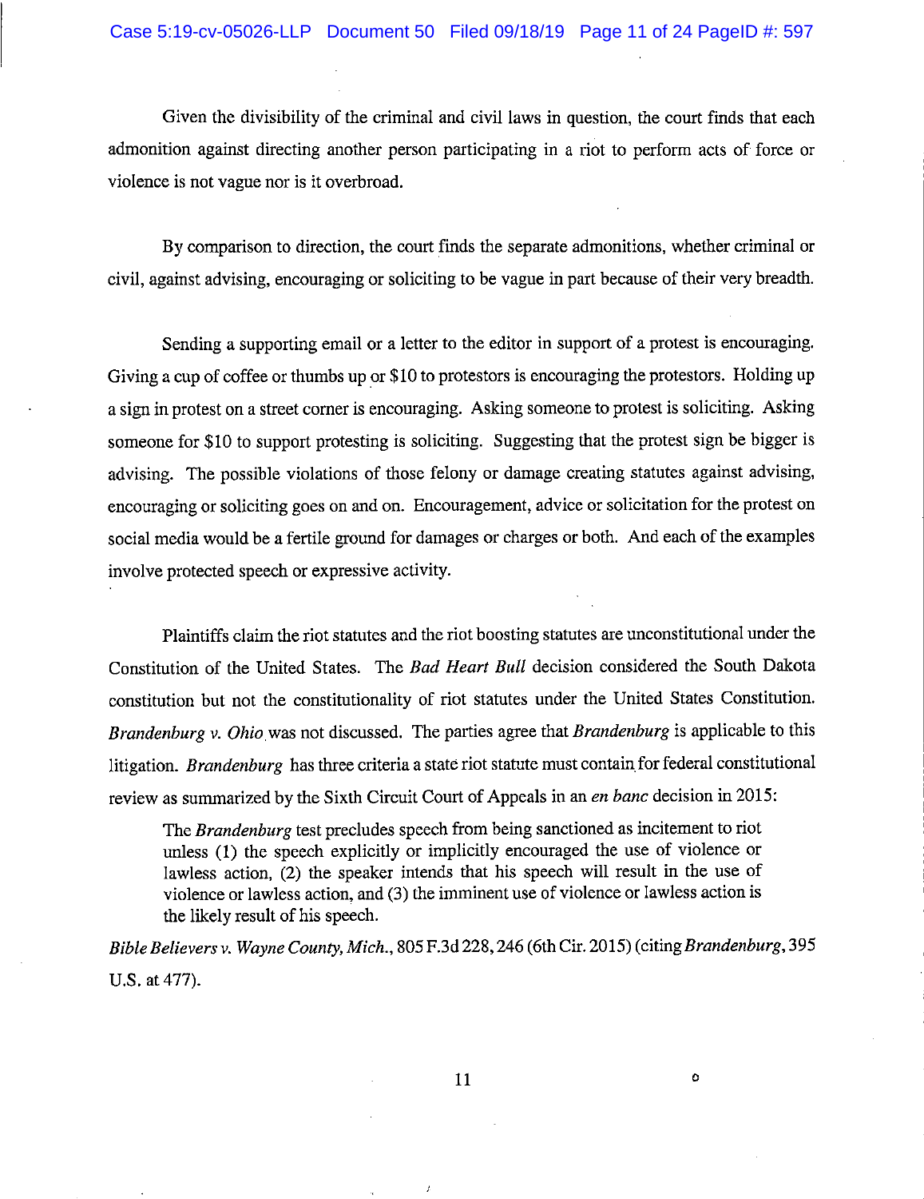Given the divisibility of the criminal and civil laws in question, the court finds that each admonition against directing another person participating in a riot to perform acts of force or violence is not vague nor is it overbroad.

By comparison to direction, the court finds the separate admonitions, whether criminal or civil, against advising, encouraging or soliciting to be vague in part because of their very breadth.

Sending a supporting email or a letter to the editor in support of a protest is encouraging. Giving a cup of coffee or thumbs up or $10 to protestors is encouraging the protestors. Holding up a sign in protest on a street corner is encouraging. Asking someone to protest is soliciting. Asking someone for $10 to support protesting is soliciting. Suggesting that the protest sign be bigger is advising. The possible violations of those felony or damage creating statutes against advising, encouraging or soliciting goes on and on. Encouragement, advice or solicitation for the protest on social media would be a fertile ground for damages or charges or both. And each of the examples involve protected speech or expressive activity.

Plaintiffs claim the riot statutes and the riot boosting statutes are unconstitutional under the Constitution of the United States. The *Bad Heart Bull* decision considered the South Dakota constitution but not the constitutionality of riot statutes under the United States Constitution. *Brandenburg v. Ohio* was not discussed. The parties agree that *Brandenburg* is applicable to this litigation. *Brandenburg* has three criteria a state riot statute must contain for federal constitutional review as summarized by the Sixth Circuit Court of Appeals in an *en banc* decision in 2015:

> The *Brandenburg* test precludes speech from being sanctioned as incitement to riot unless (1) the speech explicitly or implicitly encouraged the use of violence or lawless action, (2) the speaker intends that his speech will result in the use of violence or lawless action, and (3) the imminent use of violence or lawless action is the likely result of his speech.

*Bible Believers v. Wayne County, Mich.*, 805 F.3d 228, 246 (6th Cir. 2015) (citing *Brandenburg*, 395 U.S. at 477).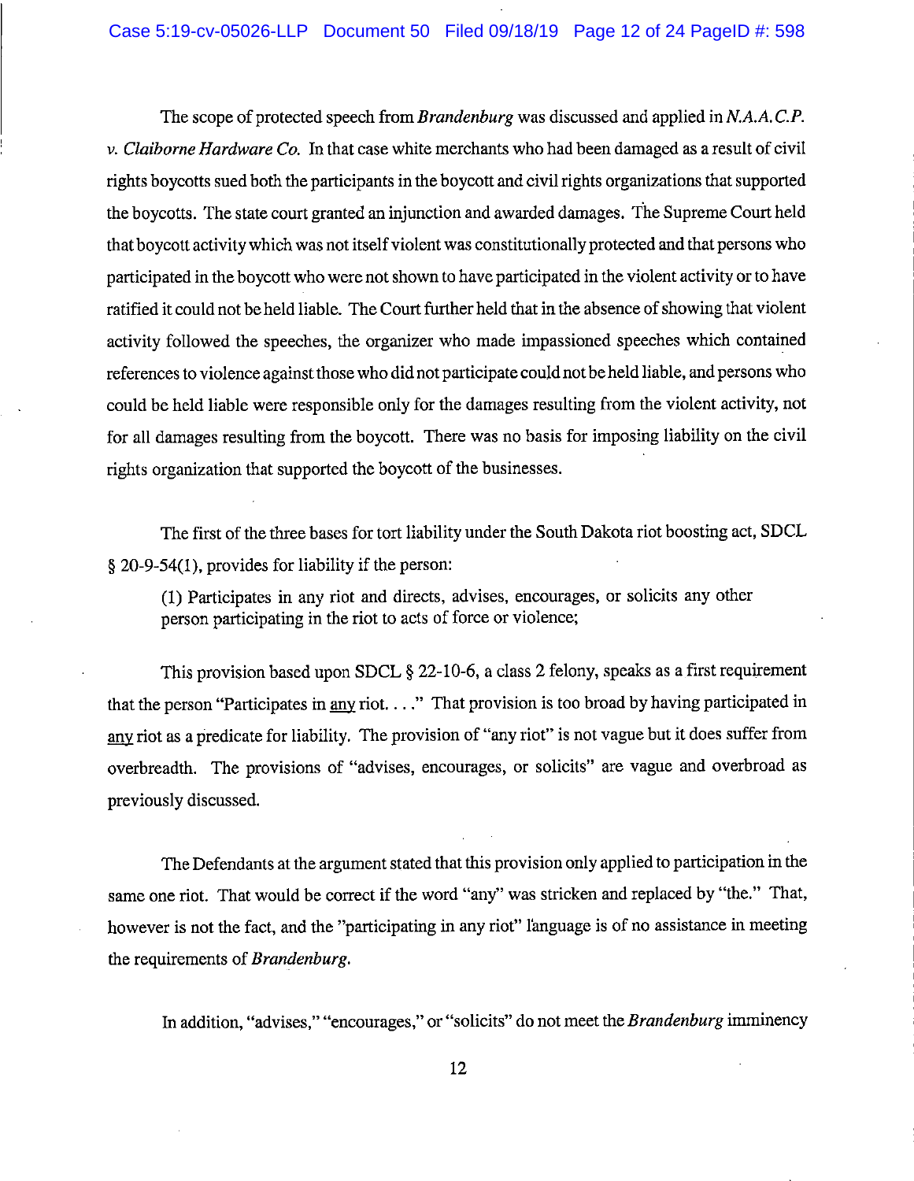The scope of protected speech from *Brandenburg* was discussed and applied in *N.A.A.C.P. v. Claiborne Hardware Co.* In that case white merchants who had been damaged as a result of civil rights boycotts sued both the participants in the boycott and civil rights organizations that supported the boycotts. The state court granted an injunction and awarded damages. The Supreme Court held that boycott activity which was not itself violent was constitutionally protected and that persons who participated in the boycott who were not shown to have participated in the violent activity or to have ratified it could not be held liable. The Court further held that in the absence of showing that violent activity followed the speeches, the organizer who made impassioned speeches which contained references to violence against those who did not participate could not be held liable, and persons who could be held liable were responsible only for the damages resulting from the violent activity, not for all damages resulting from the boycott. There was no basis for imposing liability on the civil rights organization that supported the boycott of the businesses.

The first of the three bases for tort liability under the South Dakota riot boosting act, SDCL § 20-9-54(1), provides for liability if the person:

> (1) Participates in any riot and directs, advises, encourages, or solicits any other person participating in the riot to acts of force or violence;

This provision based upon SDCL § 22-10-6, a class 2 felony, speaks as a first requirement that the person "Participates in <u>any</u> riot. . . ." That provision is too broad by having participated in <u>any</u> riot as a predicate for liability. The provision of "any riot" is not vague but it does suffer from overbreadth. The provisions of "advises, encourages, or solicits" are vague and overbroad as previously discussed.

The Defendants at the argument stated that this provision only applied to participation in the same one riot. That would be correct if the word "any" was stricken and replaced by "the." That, however is not the fact, and the "participating in any riot" language is of no assistance in meeting the requirements of *Brandenburg.*

In addition, "advises," "encourages," or "solicits" do not meet the *Brandenburg* imminency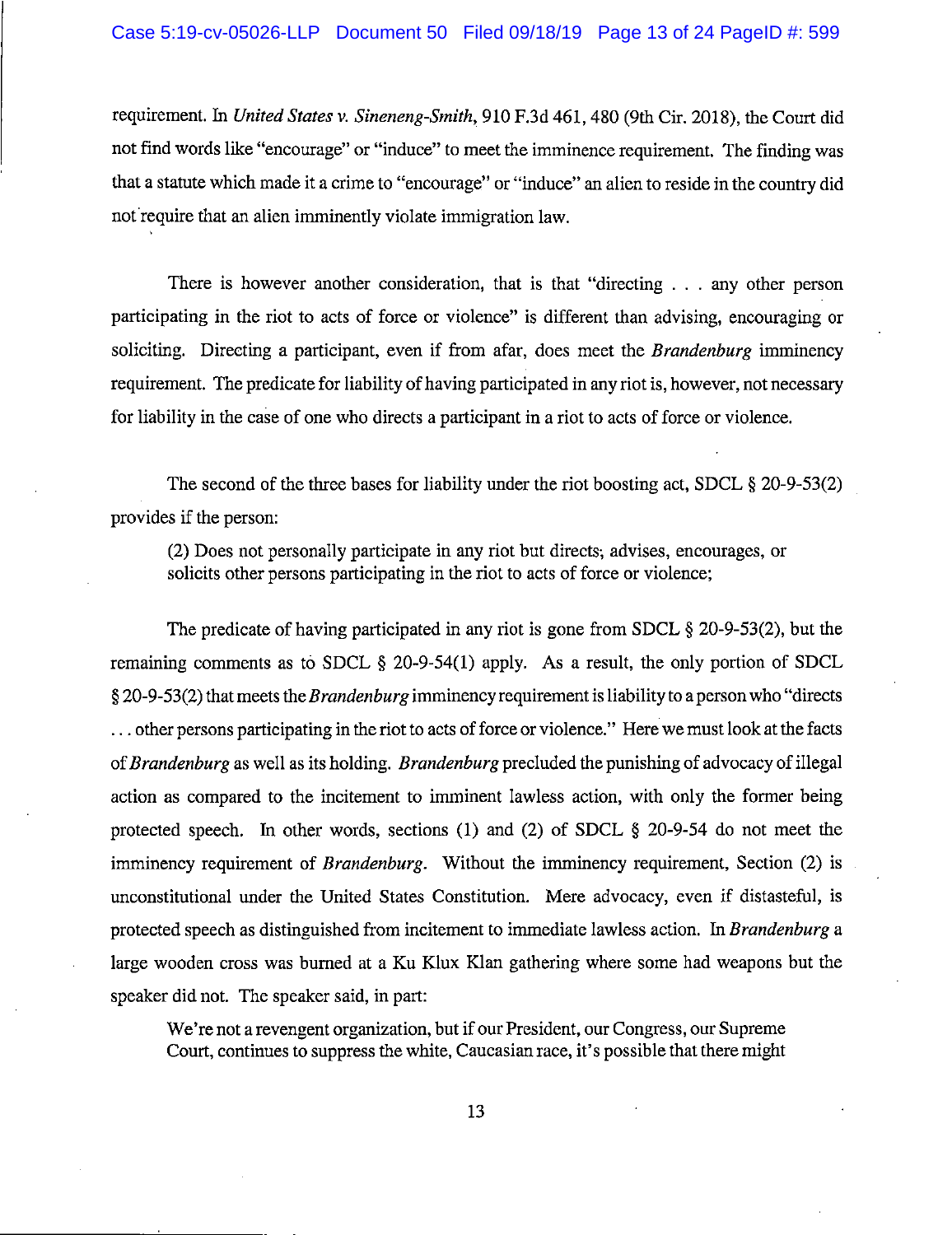requirement. In *United States v. Sineneng-Smith*, 910 F.3d 461, 480 (9th Cir. 2018), the Court did not find words like "encourage" or "induce" to meet the imminence requirement. The finding was that a statute which made it a crime to "encourage" or "induce" an alien to reside in the country did not require that an alien imminently violate immigration law.

There is however another consideration, that is that "directing . . . any other person participating in the riot to acts of force or violence" is different than advising, encouraging or soliciting. Directing a participant, even if from afar, does meet the *Brandenburg* imminency requirement. The predicate for liability of having participated in any riot is, however, not necessary for liability in the case of one who directs a participant in a riot to acts of force or violence.

The second of the three bases for liability under the riot boosting act, SDCL § 20-9-53(2) provides if the person:

> (2) Does not personally participate in any riot but directs, advises, encourages, or solicits other persons participating in the riot to acts of force or violence;

The predicate of having participated in any riot is gone from SDCL § 20-9-53(2), but the remaining comments as to SDCL § 20-9-54(1) apply. As a result, the only portion of SDCL § 20-9-53(2) that meets the *Brandenburg* imminency requirement is liability to a person who "directs . . . other persons participating in the riot to acts of force or violence." Here we must look at the facts of *Brandenburg* as well as its holding. *Brandenburg* precluded the punishing of advocacy of illegal action as compared to the incitement to imminent lawless action, with only the former being protected speech. In other words, sections (1) and (2) of SDCL § 20-9-54 do not meet the imminency requirement of *Brandenburg*. Without the imminency requirement, Section (2) is unconstitutional under the United States Constitution. Mere advocacy, even if distasteful, is protected speech as distinguished from incitement to immediate lawless action. In *Brandenburg* a large wooden cross was burned at a Ku Klux Klan gathering where some had weapons but the speaker did not. The speaker said, in part:

> We're not a revengent organization, but if our President, our Congress, our Supreme Court, continues to suppress the white, Caucasian race, it's possible that there might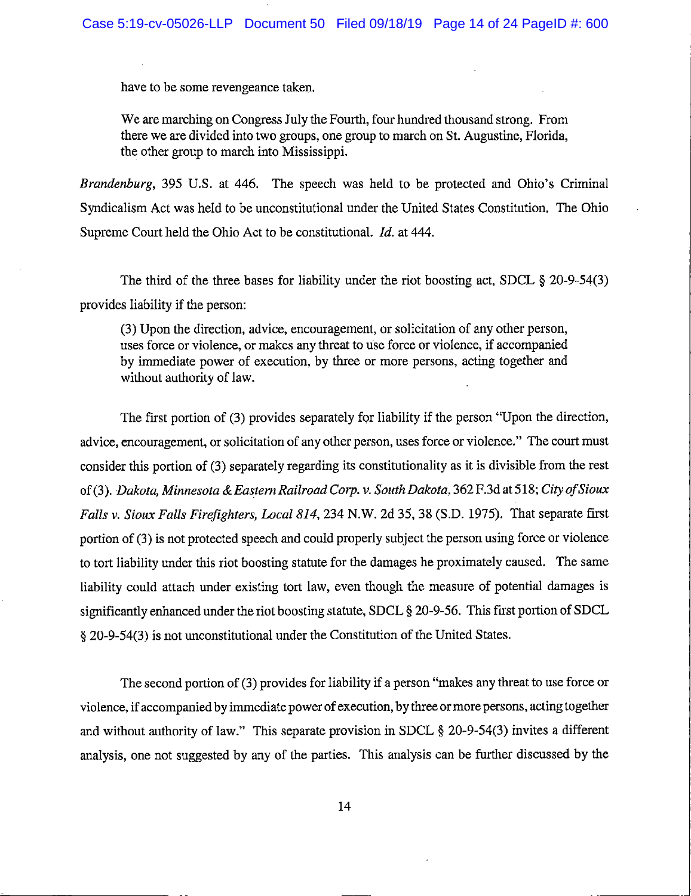> have to be some revengeance taken.
>
> We are marching on Congress July the Fourth, four hundred thousand strong. From there we are divided into two groups, one group to march on St. Augustine, Florida, the other group to march into Mississippi.

*Brandenburg*, 395 U.S. at 446. The speech was held to be protected and Ohio's Criminal Syndicalism Act was held to be unconstitutional under the United States Constitution. The Ohio Supreme Court held the Ohio Act to be constitutional. *Id.* at 444.

The third of the three bases for liability under the riot boosting act, SDCL § 20-9-54(3) provides liability if the person:

> (3) Upon the direction, advice, encouragement, or solicitation of any other person, uses force or violence, or makes any threat to use force or violence, if accompanied by immediate power of execution, by three or more persons, acting together and without authority of law.

The first portion of (3) provides separately for liability if the person "Upon the direction, advice, encouragement, or solicitation of any other person, uses force or violence." The court must consider this portion of (3) separately regarding its constitutionality as it is divisible from the rest of (3). *Dakota, Minnesota & Eastern Railroad Corp. v. South Dakota*, 362 F.3d at 518; *City of Sioux Falls v. Sioux Falls Firefighters, Local 814*, 234 N.W. 2d 35, 38 (S.D. 1975). That separate first portion of (3) is not protected speech and could properly subject the person using force or violence to tort liability under this riot boosting statute for the damages he proximately caused. The same liability could attach under existing tort law, even though the measure of potential damages is significantly enhanced under the riot boosting statute, SDCL § 20-9-56. This first portion of SDCL § 20-9-54(3) is not unconstitutional under the Constitution of the United States.

The second portion of (3) provides for liability if a person "makes any threat to use force or violence, if accompanied by immediate power of execution, by three or more persons, acting together and without authority of law." This separate provision in SDCL § 20-9-54(3) invites a different analysis, one not suggested by any of the parties. This analysis can be further discussed by the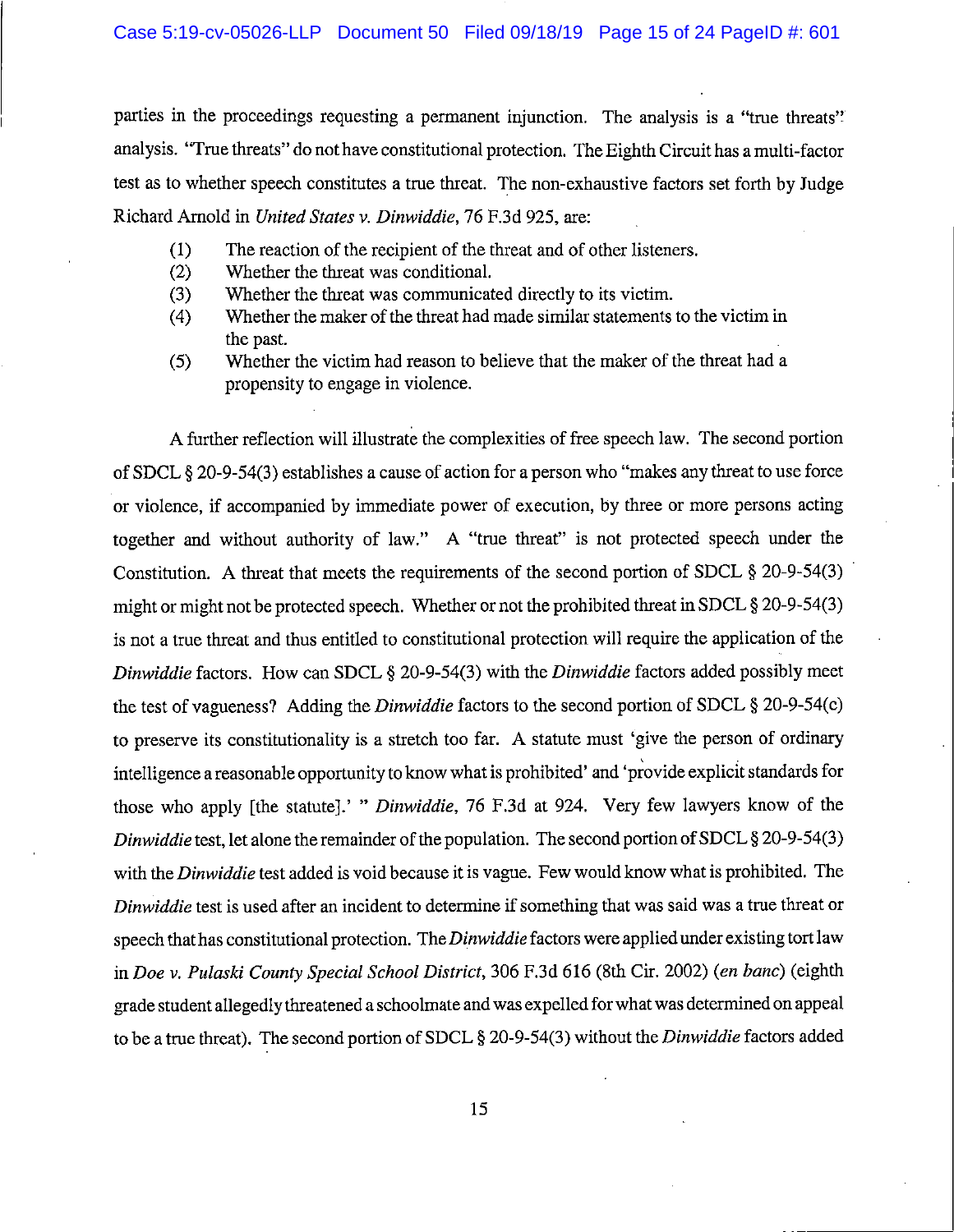parties in the proceedings requesting a permanent injunction. The analysis is a "true threats" analysis. "True threats" do not have constitutional protection. The Eighth Circuit has a multi-factor test as to whether speech constitutes a true threat. The non-exhaustive factors set forth by Judge Richard Arnold in *United States v. Dinwiddie*, 76 F.3d 925, are:

(1) The reaction of the recipient of the threat and of other listeners.
(2) Whether the threat was conditional.
(3) Whether the threat was communicated directly to its victim.
(4) Whether the maker of the threat had made similar statements to the victim in the past.
(5) Whether the victim had reason to believe that the maker of the threat had a propensity to engage in violence.

A further reflection will illustrate the complexities of free speech law. The second portion of SDCL § 20-9-54(3) establishes a cause of action for a person who "makes any threat to use force or violence, if accompanied by immediate power of execution, by three or more persons acting together and without authority of law." A "true threat" is not protected speech under the Constitution. A threat that meets the requirements of the second portion of SDCL § 20-9-54(3) might or might not be protected speech. Whether or not the prohibited threat in SDCL § 20-9-54(3) is not a true threat and thus entitled to constitutional protection will require the application of the *Dinwiddie* factors. How can SDCL § 20-9-54(3) with the *Dinwiddie* factors added possibly meet the test of vagueness? Adding the *Dinwiddie* factors to the second portion of SDCL § 20-9-54(c) to preserve its constitutionality is a stretch too far. A statute must 'give the person of ordinary intelligence a reasonable opportunity to know what is prohibited' and 'provide explicit standards for those who apply [the statute].' " *Dinwiddie*, 76 F.3d at 924. Very few lawyers know of the *Dinwiddie* test, let alone the remainder of the population. The second portion of SDCL § 20-9-54(3) with the *Dinwiddie* test added is void because it is vague. Few would know what is prohibited. The *Dinwiddie* test is used after an incident to determine if something that was said was a true threat or speech that has constitutional protection. The *Dinwiddie* factors were applied under existing tort law in *Doe v. Pulaski County Special School District*, 306 F.3d 616 (8th Cir. 2002) (*en banc*) (eighth grade student allegedly threatened a schoolmate and was expelled for what was determined on appeal to be a true threat). The second portion of SDCL § 20-9-54(3) without the *Dinwiddie* factors added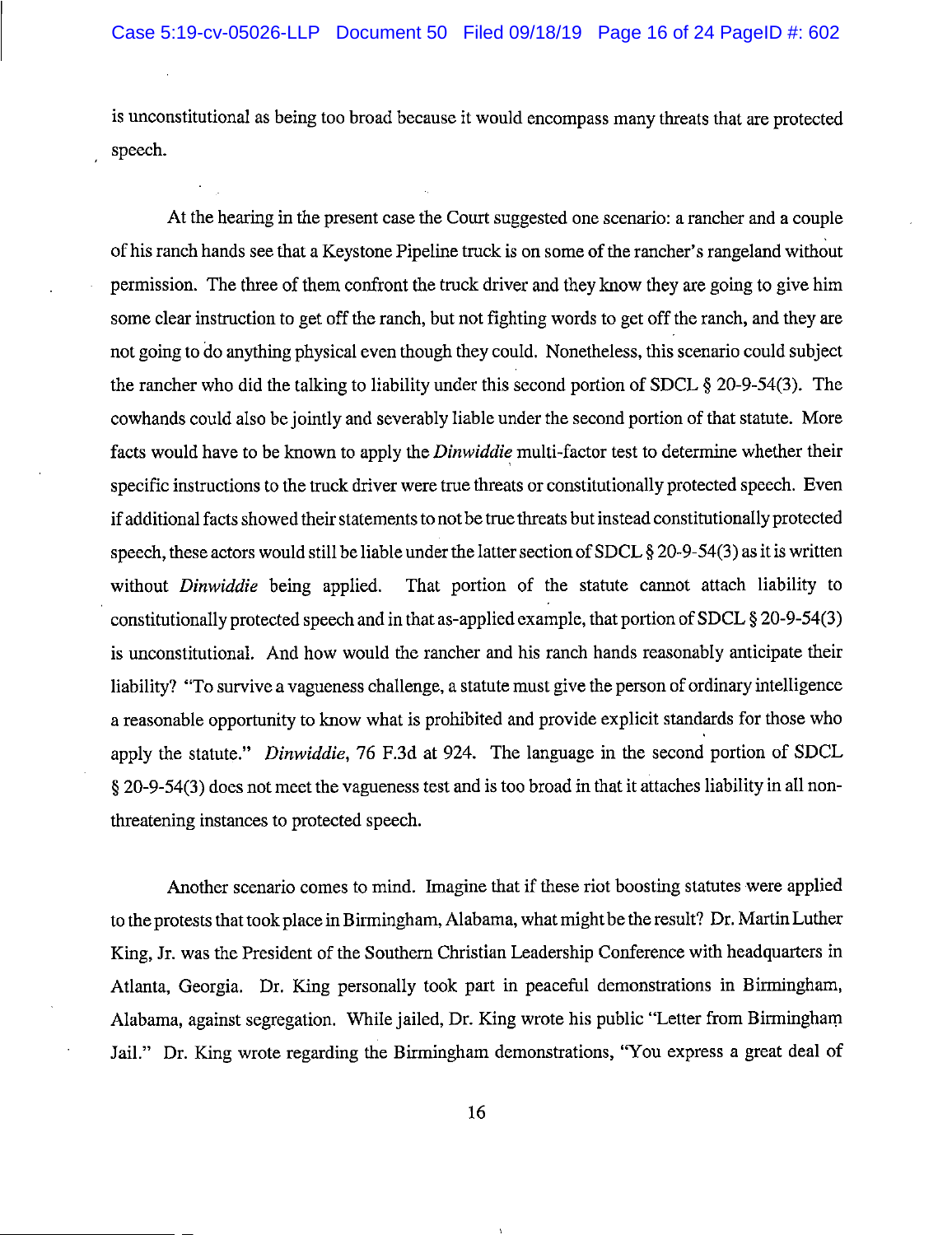is unconstitutional as being too broad because it would encompass many threats that are protected speech.

At the hearing in the present case the Court suggested one scenario: a rancher and a couple of his ranch hands see that a Keystone Pipeline truck is on some of the rancher's rangeland without permission. The three of them confront the truck driver and they know they are going to give him some clear instruction to get off the ranch, but not fighting words to get off the ranch, and they are not going to do anything physical even though they could. Nonetheless, this scenario could subject the rancher who did the talking to liability under this second portion of SDCL § 20-9-54(3). The cowhands could also be jointly and severably liable under the second portion of that statute. More facts would have to be known to apply the *Dinwiddie* multi-factor test to determine whether their specific instructions to the truck driver were true threats or constitutionally protected speech. Even if additional facts showed their statements to not be true threats but instead constitutionally protected speech, these actors would still be liable under the latter section of SDCL § 20-9-54(3) as it is written without *Dinwiddie* being applied. That portion of the statute cannot attach liability to constitutionally protected speech and in that as-applied example, that portion of SDCL § 20-9-54(3) is unconstitutional. And how would the rancher and his ranch hands reasonably anticipate their liability? "To survive a vagueness challenge, a statute must give the person of ordinary intelligence a reasonable opportunity to know what is prohibited and provide explicit standards for those who apply the statute." *Dinwiddie*, 76 F.3d at 924. The language in the second portion of SDCL § 20-9-54(3) does not meet the vagueness test and is too broad in that it attaches liability in all non-threatening instances to protected speech.

Another scenario comes to mind. Imagine that if these riot boosting statutes were applied to the protests that took place in Birmingham, Alabama, what might be the result? Dr. Martin Luther King, Jr. was the President of the Southern Christian Leadership Conference with headquarters in Atlanta, Georgia. Dr. King personally took part in peaceful demonstrations in Birmingham, Alabama, against segregation. While jailed, Dr. King wrote his public "Letter from Birmingham Jail." Dr. King wrote regarding the Birmingham demonstrations, "You express a great deal of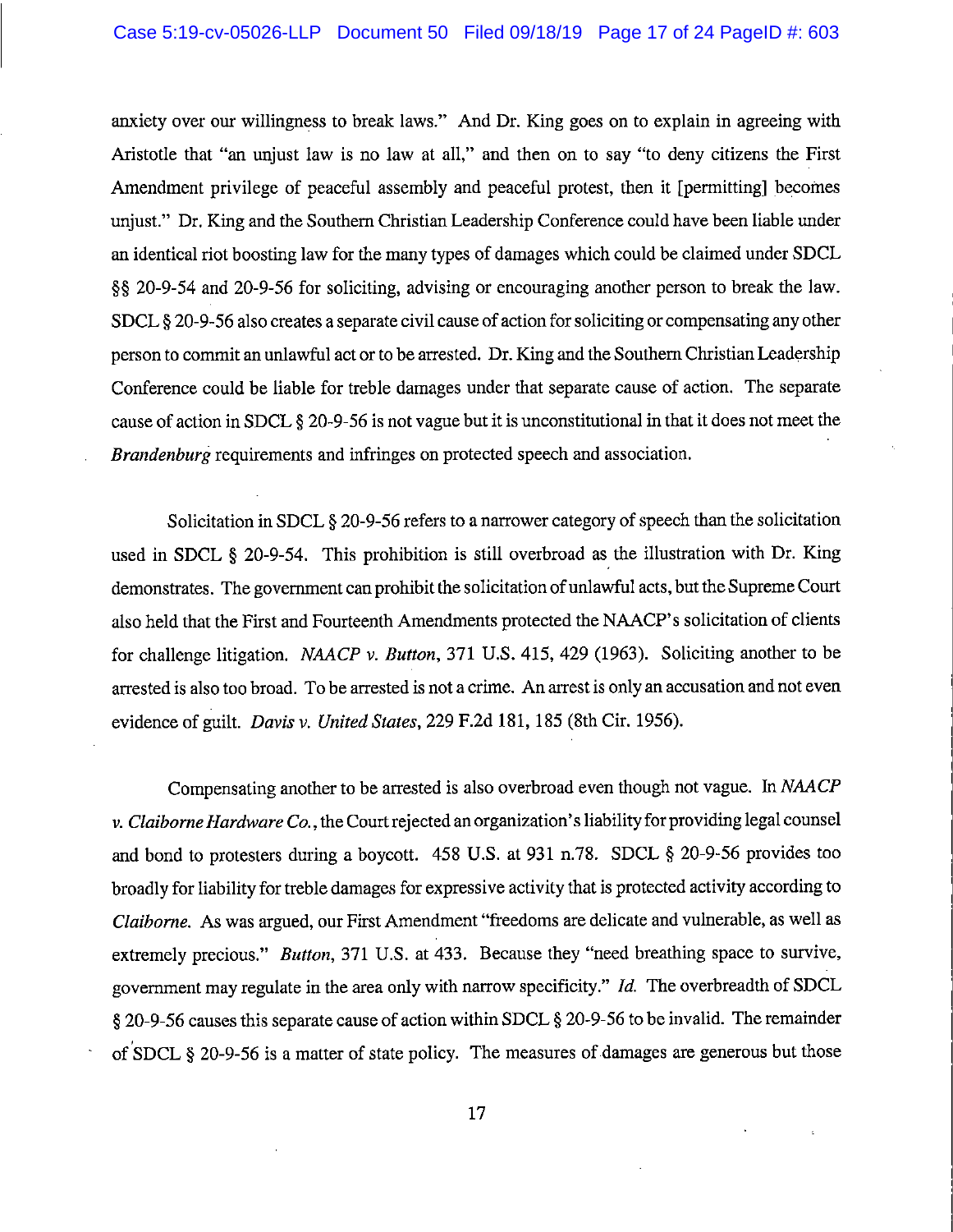anxiety over our willingness to break laws." And Dr. King goes on to explain in agreeing with Aristotle that "an unjust law is no law at all," and then on to say "to deny citizens the First Amendment privilege of peaceful assembly and peaceful protest, then it [permitting] becomes unjust." Dr. King and the Southern Christian Leadership Conference could have been liable under an identical riot boosting law for the many types of damages which could be claimed under SDCL §§ 20-9-54 and 20-9-56 for soliciting, advising or encouraging another person to break the law. SDCL § 20-9-56 also creates a separate civil cause of action for soliciting or compensating any other person to commit an unlawful act or to be arrested. Dr. King and the Southern Christian Leadership Conference could be liable for treble damages under that separate cause of action. The separate cause of action in SDCL § 20-9-56 is not vague but it is unconstitutional in that it does not meet the *Brandenburg* requirements and infringes on protected speech and association.

Solicitation in SDCL § 20-9-56 refers to a narrower category of speech than the solicitation used in SDCL § 20-9-54. This prohibition is still overbroad as the illustration with Dr. King demonstrates. The government can prohibit the solicitation of unlawful acts, but the Supreme Court also held that the First and Fourteenth Amendments protected the NAACP's solicitation of clients for challenge litigation. *NAACP v. Button*, 371 U.S. 415, 429 (1963). Soliciting another to be arrested is also too broad. To be arrested is not a crime. An arrest is only an accusation and not even evidence of guilt. *Davis v. United States*, 229 F.2d 181, 185 (8th Cir. 1956).

Compensating another to be arrested is also overbroad even though not vague. In *NAACP v. Claiborne Hardware Co.*, the Court rejected an organization's liability for providing legal counsel and bond to protesters during a boycott. 458 U.S. at 931 n.78. SDCL § 20-9-56 provides too broadly for liability for treble damages for expressive activity that is protected activity according to *Claiborne*. As was argued, our First Amendment "freedoms are delicate and vulnerable, as well as extremely precious." *Button*, 371 U.S. at 433. Because they "need breathing space to survive, government may regulate in the area only with narrow specificity." *Id.* The overbreadth of SDCL § 20-9-56 causes this separate cause of action within SDCL § 20-9-56 to be invalid. The remainder of SDCL § 20-9-56 is a matter of state policy. The measures of damages are generous but those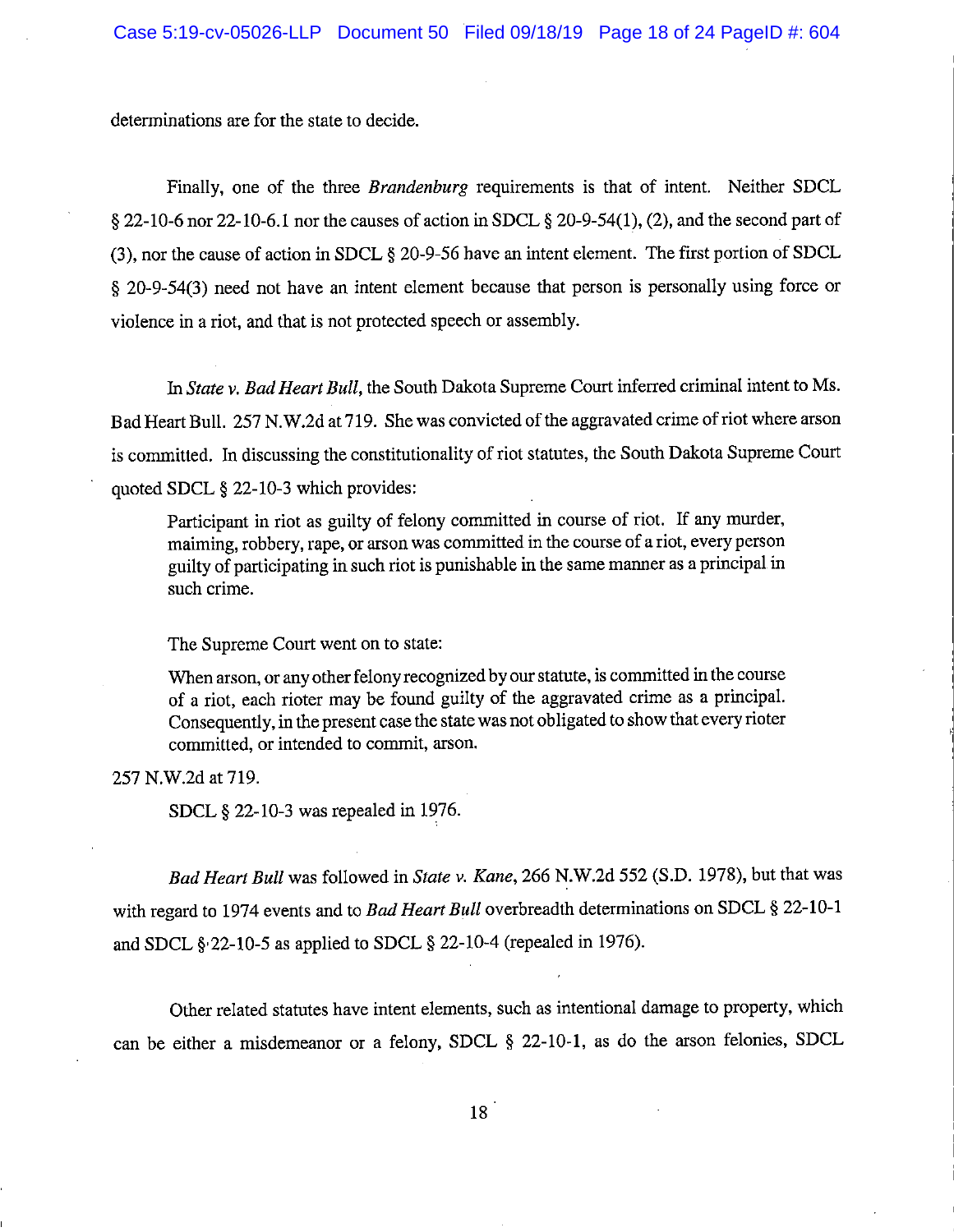determinations are for the state to decide.

Finally, one of the three *Brandenburg* requirements is that of intent. Neither SDCL § 22-10-6 nor 22-10-6.1 nor the causes of action in SDCL § 20-9-54(1), (2), and the second part of (3), nor the cause of action in SDCL § 20-9-56 have an intent element. The first portion of SDCL § 20-9-54(3) need not have an intent element because that person is personally using force or violence in a riot, and that is not protected speech or assembly.

In *State v. Bad Heart Bull*, the South Dakota Supreme Court inferred criminal intent to Ms. Bad Heart Bull. 257 N.W.2d at 719. She was convicted of the aggravated crime of riot where arson is committed. In discussing the constitutionality of riot statutes, the South Dakota Supreme Court quoted SDCL § 22-10-3 which provides:

> Participant in riot as guilty of felony committed in course of riot. If any murder, maiming, robbery, rape, or arson was committed in the course of a riot, every person guilty of participating in such riot is punishable in the same manner as a principal in such crime.

The Supreme Court went on to state:

> When arson, or any other felony recognized by our statute, is committed in the course of a riot, each rioter may be found guilty of the aggravated crime as a principal. Consequently, in the present case the state was not obligated to show that every rioter committed, or intended to commit, arson.

257 N.W.2d at 719.

SDCL § 22-10-3 was repealed in 1976.

*Bad Heart Bull* was followed in *State v. Kane*, 266 N.W.2d 552 (S.D. 1978), but that was with regard to 1974 events and to *Bad Heart Bull* overbreadth determinations on SDCL § 22-10-1 and SDCL § 22-10-5 as applied to SDCL § 22-10-4 (repealed in 1976).

Other related statutes have intent elements, such as intentional damage to property, which can be either a misdemeanor or a felony, SDCL § 22-10-1, as do the arson felonies, SDCL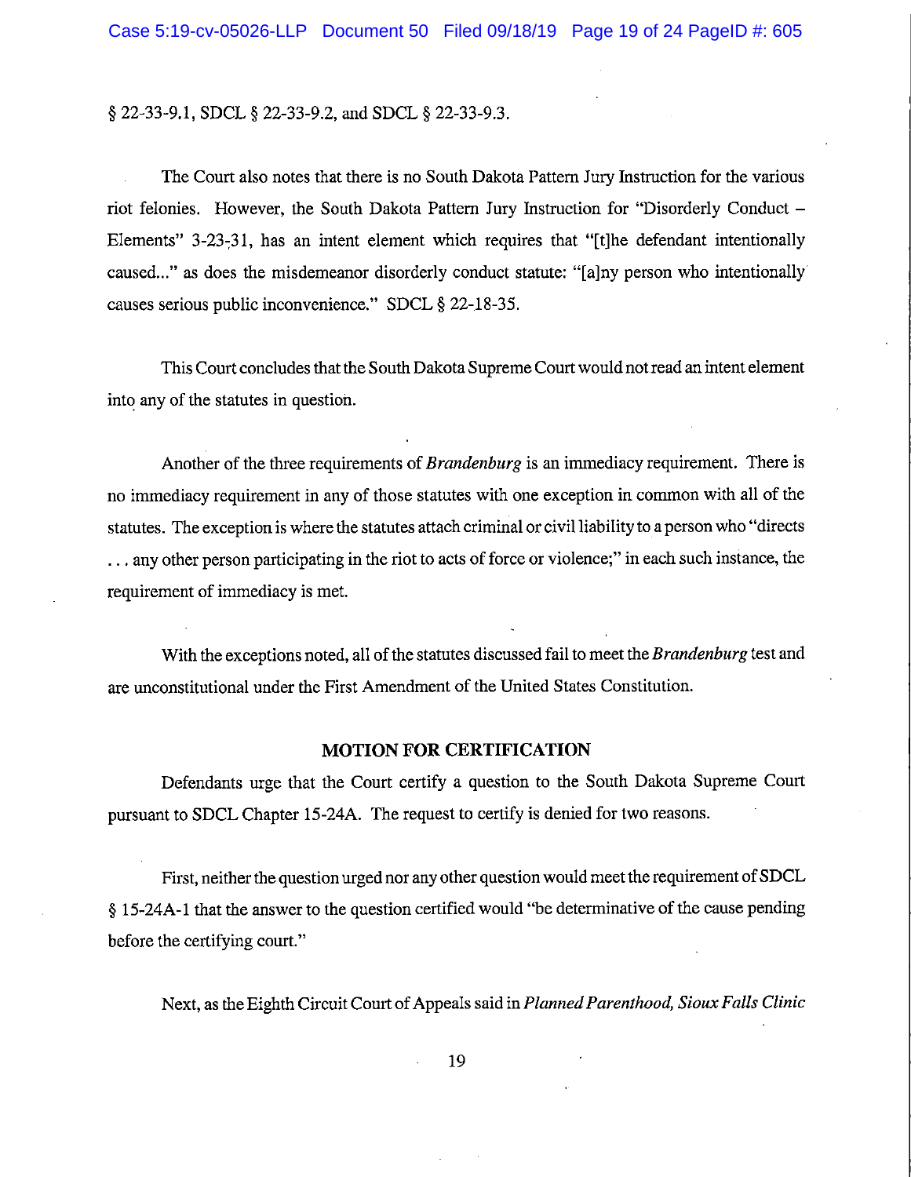§ 22-33-9.1, SDCL § 22-33-9.2, and SDCL § 22-33-9.3.

The Court also notes that there is no South Dakota Pattern Jury Instruction for the various riot felonies. However, the South Dakota Pattern Jury Instruction for "Disorderly Conduct – Elements" 3-23-31, has an intent element which requires that "[t]he defendant intentionally caused..." as does the misdemeanor disorderly conduct statute: "[a]ny person who intentionally causes serious public inconvenience." SDCL § 22-18-35.

This Court concludes that the South Dakota Supreme Court would not read an intent element into any of the statutes in question.

Another of the three requirements of *Brandenburg* is an immediacy requirement. There is no immediacy requirement in any of those statutes with one exception in common with all of the statutes. The exception is where the statutes attach criminal or civil liability to a person who "directs . . . any other person participating in the riot to acts of force or violence;" in each such instance, the requirement of immediacy is met.

With the exceptions noted, all of the statutes discussed fail to meet the *Brandenburg* test and are unconstitutional under the First Amendment of the United States Constitution.

## MOTION FOR CERTIFICATION

Defendants urge that the Court certify a question to the South Dakota Supreme Court pursuant to SDCL Chapter 15-24A. The request to certify is denied for two reasons.

First, neither the question urged nor any other question would meet the requirement of SDCL § 15-24A-1 that the answer to the question certified would "be determinative of the cause pending before the certifying court."

Next, as the Eighth Circuit Court of Appeals said in *Planned Parenthood, Sioux Falls Clinic*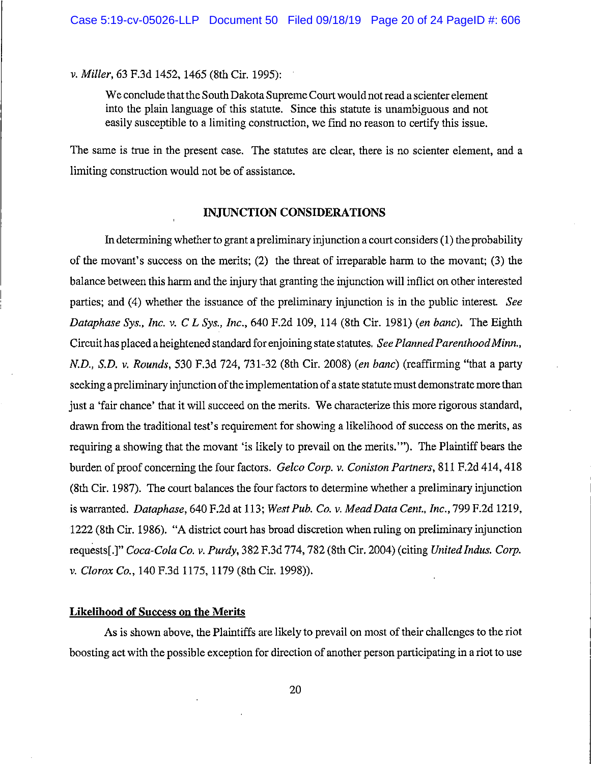*v. Miller*, 63 F.3d 1452, 1465 (8th Cir. 1995):

> We conclude that the South Dakota Supreme Court would not read a scienter element into the plain language of this statute. Since this statute is unambiguous and not easily susceptible to a limiting construction, we find no reason to certify this issue.

The same is true in the present case. The statutes are clear, there is no scienter element, and a limiting construction would not be of assistance.

## INJUNCTION CONSIDERATIONS

In determining whether to grant a preliminary injunction a court considers (1) the probability of the movant's success on the merits; (2) the threat of irreparable harm to the movant; (3) the balance between this harm and the injury that granting the injunction will inflict on other interested parties; and (4) whether the issuance of the preliminary injunction is in the public interest. *See Dataphase Sys., Inc. v. C L Sys., Inc.*, 640 F.2d 109, 114 (8th Cir. 1981) (*en banc*). The Eighth Circuit has placed a heightened standard for enjoining state statutes. *See Planned Parenthood Minn., N.D., S.D. v. Rounds*, 530 F.3d 724, 731-32 (8th Cir. 2008) (*en banc*) (reaffirming "that a party seeking a preliminary injunction of the implementation of a state statute must demonstrate more than just a 'fair chance' that it will succeed on the merits. We characterize this more rigorous standard, drawn from the traditional test's requirement for showing a likelihood of success on the merits, as requiring a showing that the movant 'is likely to prevail on the merits.'"). The Plaintiff bears the burden of proof concerning the four factors. *Gelco Corp. v. Coniston Partners*, 811 F.2d 414, 418 (8th Cir. 1987). The court balances the four factors to determine whether a preliminary injunction is warranted. *Dataphase*, 640 F.2d at 113; *West Pub. Co. v. Mead Data Cent., Inc.*, 799 F.2d 1219, 1222 (8th Cir. 1986). "A district court has broad discretion when ruling on preliminary injunction requests[.]" *Coca-Cola Co. v. Purdy*, 382 F.3d 774, 782 (8th Cir. 2004) (citing *United Indus. Corp. v. Clorox Co.*, 140 F.3d 1175, 1179 (8th Cir. 1998)).

### Likelihood of Success on the Merits

As is shown above, the Plaintiffs are likely to prevail on most of their challenges to the riot boosting act with the possible exception for direction of another person participating in a riot to use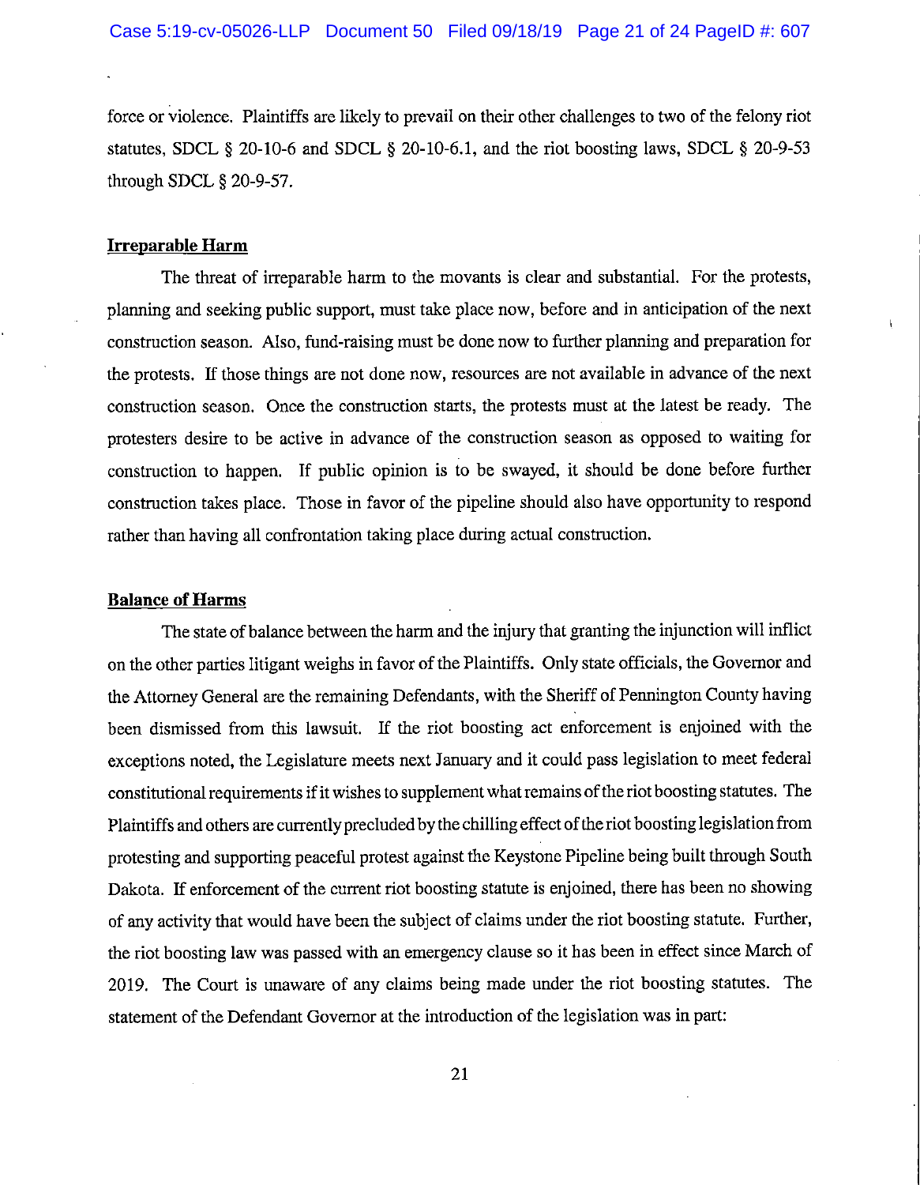force or violence. Plaintiffs are likely to prevail on their other challenges to two of the felony riot statutes, SDCL § 20-10-6 and SDCL § 20-10-6.1, and the riot boosting laws, SDCL § 20-9-53 through SDCL § 20-9-57.

**Irreparable Harm**

The threat of irreparable harm to the movants is clear and substantial. For the protests, planning and seeking public support, must take place now, before and in anticipation of the next construction season. Also, fund-raising must be done now to further planning and preparation for the protests. If those things are not done now, resources are not available in advance of the next construction season. Once the construction starts, the protests must at the latest be ready. The protesters desire to be active in advance of the construction season as opposed to waiting for construction to happen. If public opinion is to be swayed, it should be done before further construction takes place. Those in favor of the pipeline should also have opportunity to respond rather than having all confrontation taking place during actual construction.

**Balance of Harms**

The state of balance between the harm and the injury that granting the injunction will inflict on the other parties litigant weighs in favor of the Plaintiffs. Only state officials, the Governor and the Attorney General are the remaining Defendants, with the Sheriff of Pennington County having been dismissed from this lawsuit. If the riot boosting act enforcement is enjoined with the exceptions noted, the Legislature meets next January and it could pass legislation to meet federal constitutional requirements if it wishes to supplement what remains of the riot boosting statutes. The Plaintiffs and others are currently precluded by the chilling effect of the riot boosting legislation from protesting and supporting peaceful protest against the Keystone Pipeline being built through South Dakota. If enforcement of the current riot boosting statute is enjoined, there has been no showing of any activity that would have been the subject of claims under the riot boosting statute. Further, the riot boosting law was passed with an emergency clause so it has been in effect since March of 2019. The Court is unaware of any claims being made under the riot boosting statutes. The statement of the Defendant Governor at the introduction of the legislation was in part: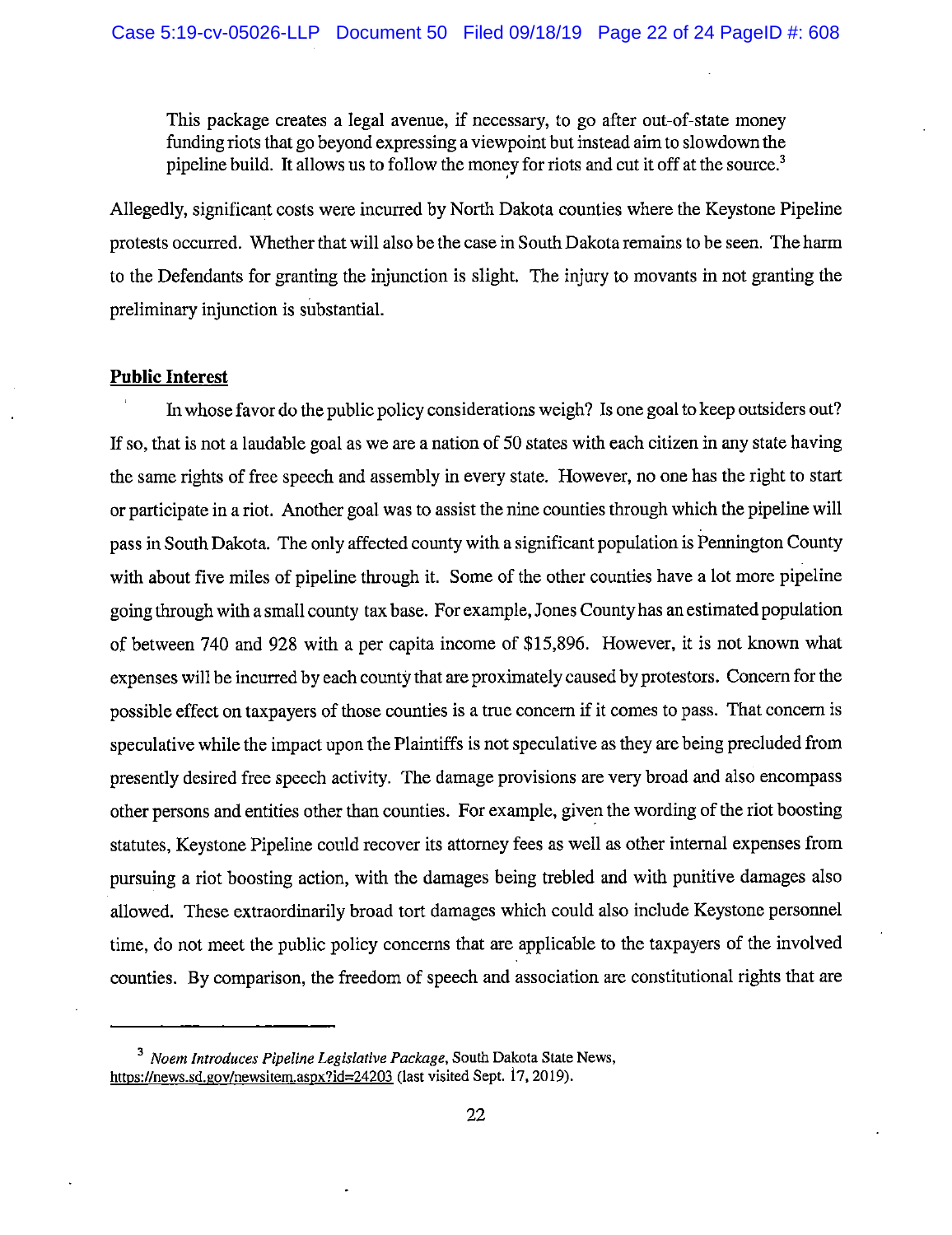> This package creates a legal avenue, if necessary, to go after out-of-state money funding riots that go beyond expressing a viewpoint but instead aim to slowdown the pipeline build. It allows us to follow the money for riots and cut it off at the source.[3]

Allegedly, significant costs were incurred by North Dakota counties where the Keystone Pipeline protests occurred. Whether that will also be the case in South Dakota remains to be seen. The harm to the Defendants for granting the injunction is slight. The injury to movants in not granting the preliminary injunction is substantial.

**Public Interest**

In whose favor do the public policy considerations weigh? Is one goal to keep outsiders out? If so, that is not a laudable goal as we are a nation of 50 states with each citizen in any state having the same rights of free speech and assembly in every state. However, no one has the right to start or participate in a riot. Another goal was to assist the nine counties through which the pipeline will pass in South Dakota. The only affected county with a significant population is Pennington County with about five miles of pipeline through it. Some of the other counties have a lot more pipeline going through with a small county tax base. For example, Jones County has an estimated population of between 740 and 928 with a per capita income of $15,896. However, it is not known what expenses will be incurred by each county that are proximately caused by protestors. Concern for the possible effect on taxpayers of those counties is a true concern if it comes to pass. That concern is speculative while the impact upon the Plaintiffs is not speculative as they are being precluded from presently desired free speech activity. The damage provisions are very broad and also encompass other persons and entities other than counties. For example, given the wording of the riot boosting statutes, Keystone Pipeline could recover its attorney fees as well as other internal expenses from pursuing a riot boosting action, with the damages being trebled and with punitive damages also allowed. These extraordinarily broad tort damages which could also include Keystone personnel time, do not meet the public policy concerns that are applicable to the taxpayers of the involved counties. By comparison, the freedom of speech and association are constitutional rights that are

---

[3] *Noem Introduces Pipeline Legislative Package*, South Dakota State News, https://news.sd.gov/newsitem.aspx?id=24203 (last visited Sept. 17, 2019).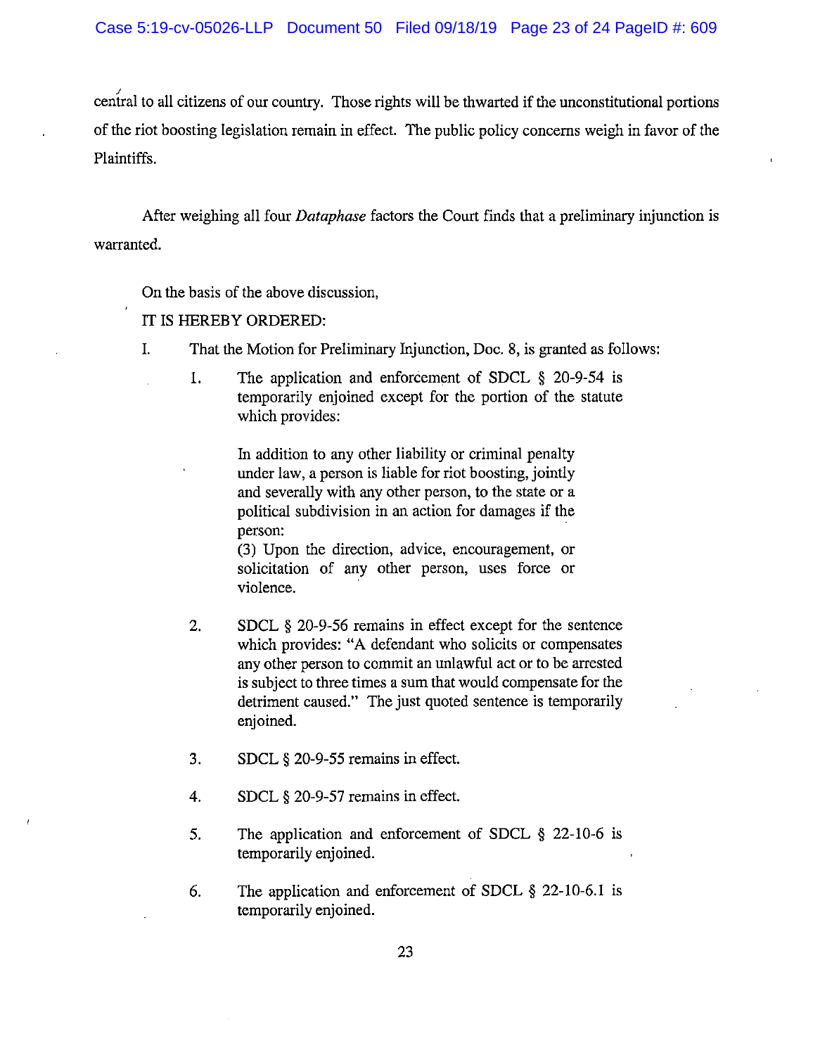central to all citizens of our country. Those rights will be thwarted if the unconstitutional portions of the riot boosting legislation remain in effect. The public policy concerns weigh in favor of the Plaintiffs.

After weighing all four *Dataphase* factors the Court finds that a preliminary injunction is warranted.

On the basis of the above discussion,

IT IS HEREBY ORDERED:

I. That the Motion for Preliminary Injunction, Doc. 8, is granted as follows:

1. The application and enforcement of SDCL § 20-9-54 is temporarily enjoined except for the portion of the statute which provides:

   > In addition to any other liability or criminal penalty under law, a person is liable for riot boosting, jointly and severally with any other person, to the state or a political subdivision in an action for damages if the person:
   > (3) Upon the direction, advice, encouragement, or solicitation of any other person, uses force or violence.

2. SDCL § 20-9-56 remains in effect except for the sentence which provides: "A defendant who solicits or compensates any other person to commit an unlawful act or to be arrested is subject to three times a sum that would compensate for the detriment caused." The just quoted sentence is temporarily enjoined.

3. SDCL § 20-9-55 remains in effect.

4. SDCL § 20-9-57 remains in effect.

5. The application and enforcement of SDCL § 22-10-6 is temporarily enjoined.

6. The application and enforcement of SDCL § 22-10-6.1 is temporarily enjoined.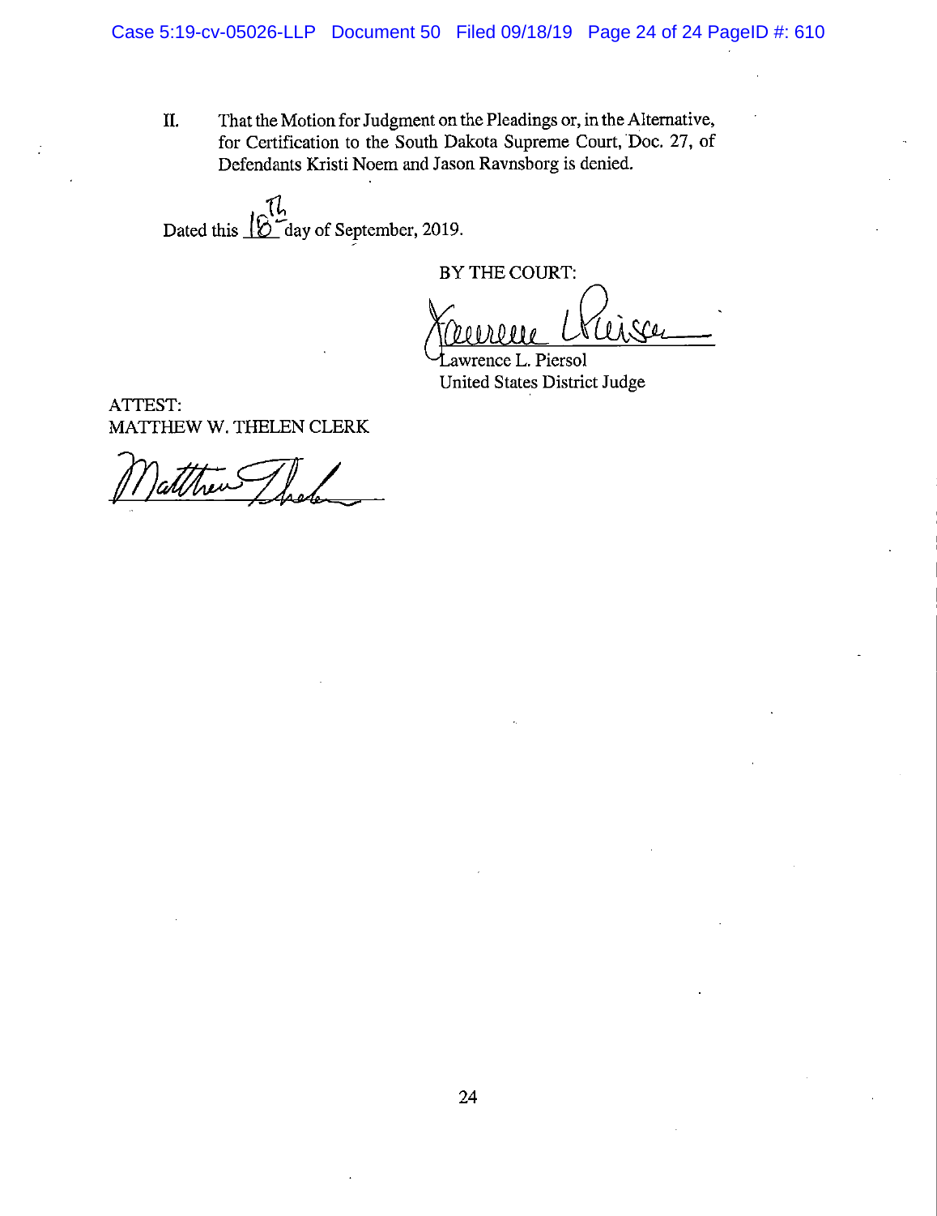II. That the Motion for Judgment on the Pleadings or, in the Alternative, for Certification to the South Dakota Supreme Court, Doc. 27, of Defendants Kristi Noem and Jason Ravnsborg is denied.

Dated this 18th day of September, 2019.

BY THE COURT:

Lawrence L. Piersol
United States District Judge

ATTEST:
MATTHEW W. THELEN CLERK